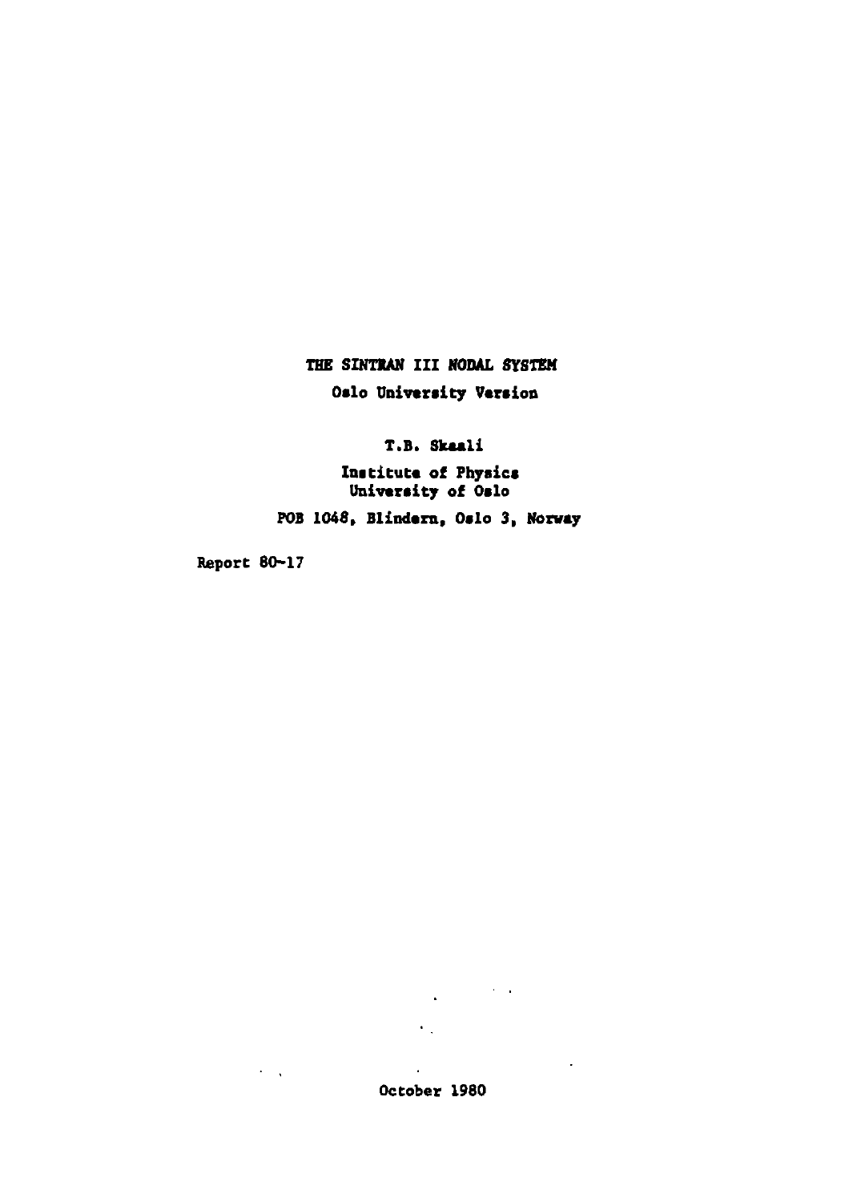# THE SINTRAN III NODAL SYSTEM

**Oslo University Version**

**T.B. Skaali**

**Institute of Physics**
**University of Oslo**

**POB 1048, Blindern, Oslo 3, Norway**

Report 80-17

October 1980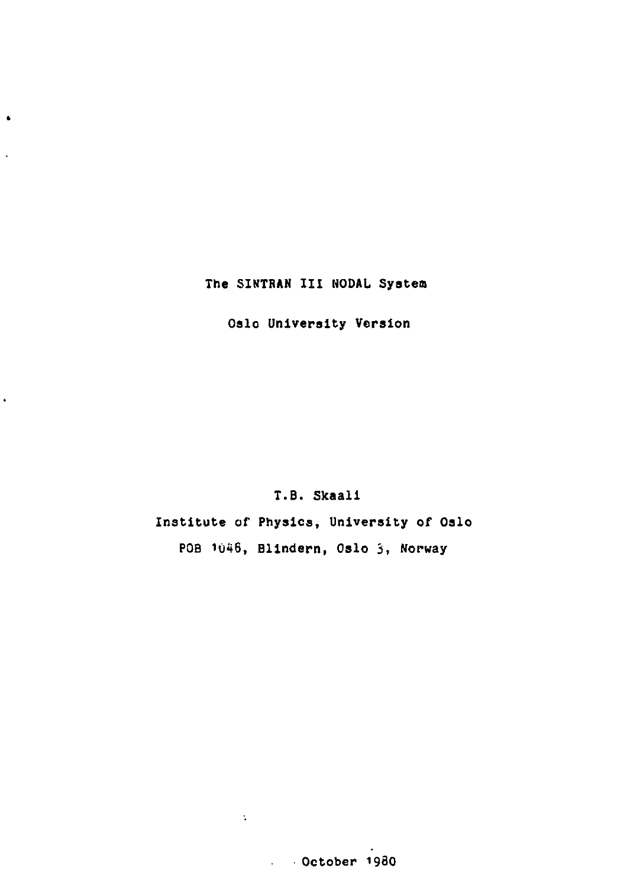# The SINTRAN III NODAL System

## Oslo University Version

T.B. Skaali

Institute of Physics, University of Oslo

POB 1046, Blindern, Oslo 3, Norway

October 1980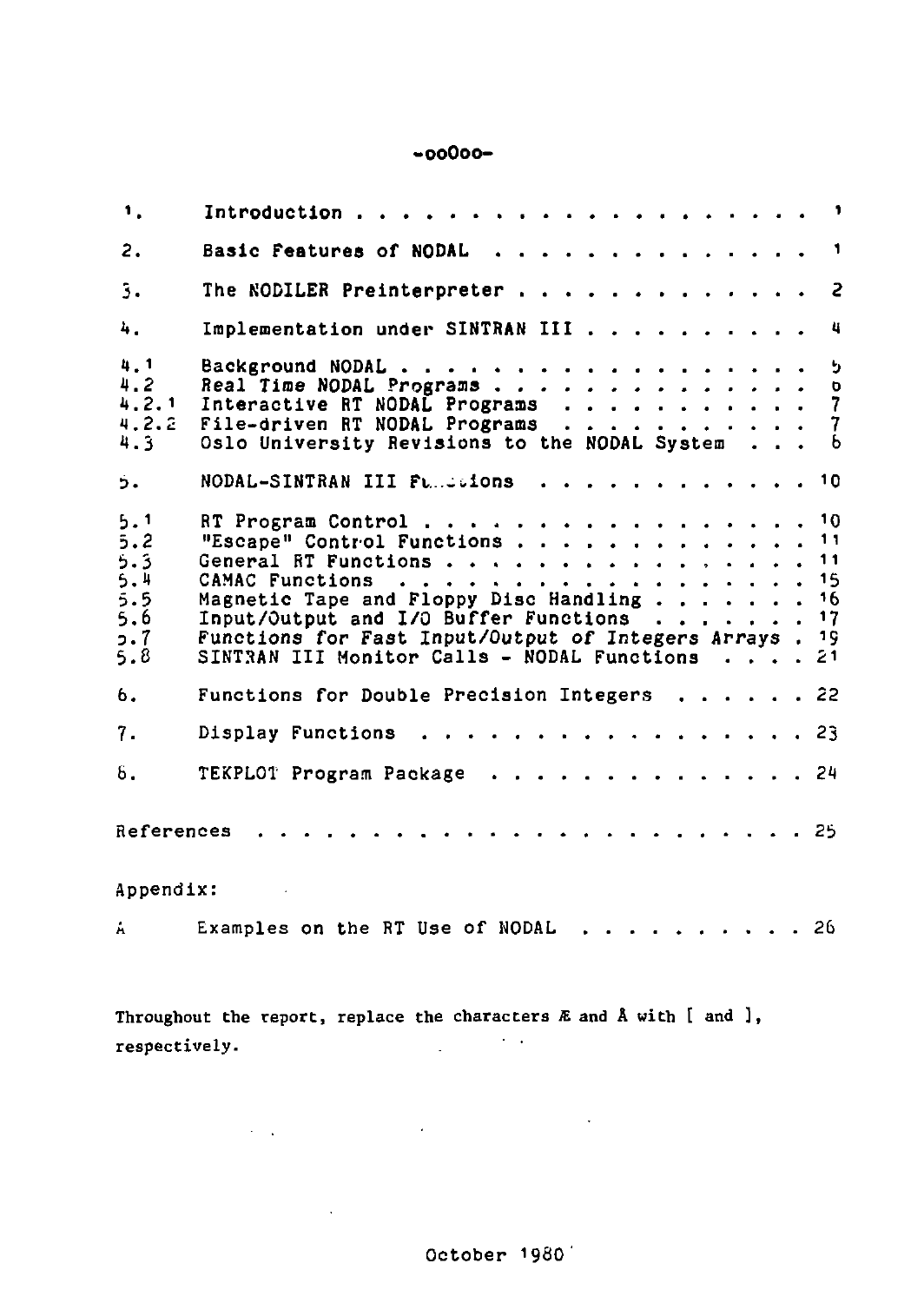-ooOoo-

| | | |
|---|---|---|
| 1. | Introduction | 1 |
| 2. | Basic Features of NODAL | 1 |
| 3. | The NODILER Preinterpreter | 2 |
| 4. | Implementation under SINTRAN III | 4 |
| 4.1 | Background NODAL | 5 |
| 4.2 | Real Time NODAL Programs | 6 |
| 4.2.1 | Interactive RT NODAL Programs | 7 |
| 4.2.2 | File-driven RT NODAL Programs | 7 |
| 4.3 | Oslo University Revisions to the NODAL System | 8 |
| 5. | NODAL-SINTRAN III Functions | 10 |
| 5.1 | RT Program Control | 10 |
| 5.2 | "Escape" Control Functions | 11 |
| 5.3 | General RT Functions | 11 |
| 5.4 | CAMAC Functions | 15 |
| 5.5 | Magnetic Tape and Floppy Disc Handling | 16 |
| 5.6 | Input/Output and I/O Buffer Functions | 17 |
| 5.7 | Functions for Fast Input/Output of Integers Arrays | 19 |
| 5.8 | SINTRAN III Monitor Calls - NODAL Functions | 21 |
| 6. | Functions for Double Precision Integers | 22 |
| 7. | Display Functions | 23 |
| 8. | TEKPLOT Program Package | 24 |
| | References | 25 |
| | Appendix: | |
| A | Examples on the RT Use of NODAL | 26 |

Throughout the report, replace the characters Æ and Å with [ and ], respectively.

October 1980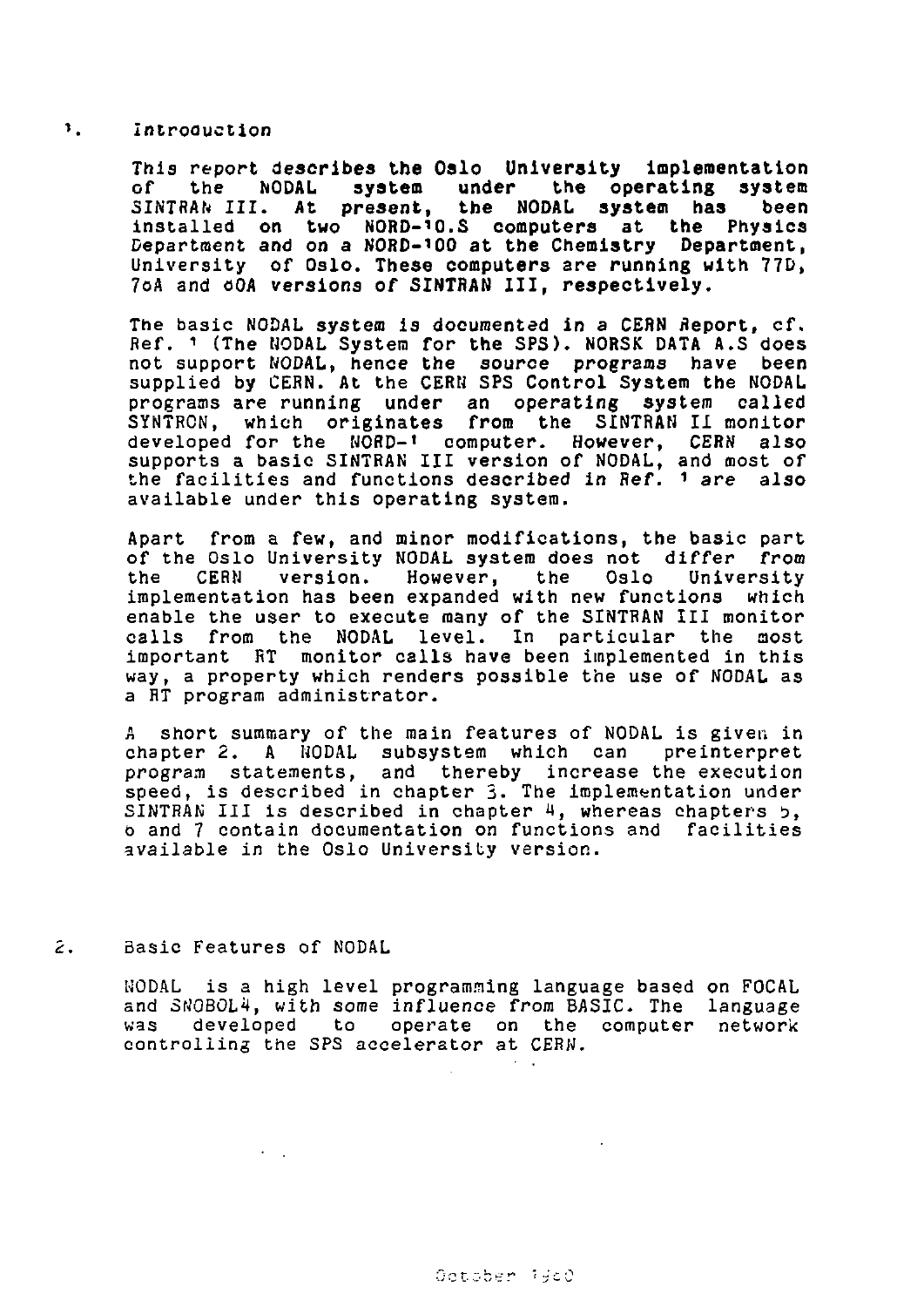## 1. Introduction

This report describes the Oslo University implementation of the NODAL system under the operating system SINTRAN III. At present, the NODAL system has been installed on two NORD-10.S computers at the Physics Department and on a NORD-100 at the Chemistry Department, University of Oslo. These computers are running with 77D, 76A and 80A versions of SINTRAN III, respectively.

The basic NODAL system is documented in a CERN Report, cf. Ref. 1 (The NODAL System for the SPS). NORSK DATA A.S does not support NODAL, hence the source programs have been supplied by CERN. At the CERN SPS Control System the NODAL programs are running under an operating system called SYNTRON, which originates from the SINTRAN II monitor developed for the NORD-1 computer. However, CERN also supports a basic SINTRAN III version of NODAL, and most of the facilities and functions described in Ref. 1 are also available under this operating system.

Apart from a few, and minor modifications, the basic part of the Oslo University NODAL system does not differ from the CERN version. However, the Oslo University implementation has been expanded with new functions which enable the user to execute many of the SINTRAN III monitor calls from the NODAL level. In particular the most important RT monitor calls have been implemented in this way, a property which renders possible the use of NODAL as a RT program administrator.

A short summary of the main features of NODAL is given in chapter 2. A NODAL subsystem which can preinterpret program statements, and thereby increase the execution speed, is described in chapter 3. The implementation under SINTRAN III is described in chapter 4, whereas chapters 5, 6 and 7 contain documentation on functions and facilities available in the Oslo University version.

## 2. Basic Features of NODAL

NODAL is a high level programming language based on FOCAL and SNOBOL4, with some influence from BASIC. The language was developed to operate on the computer network controlling the SPS accelerator at CERN.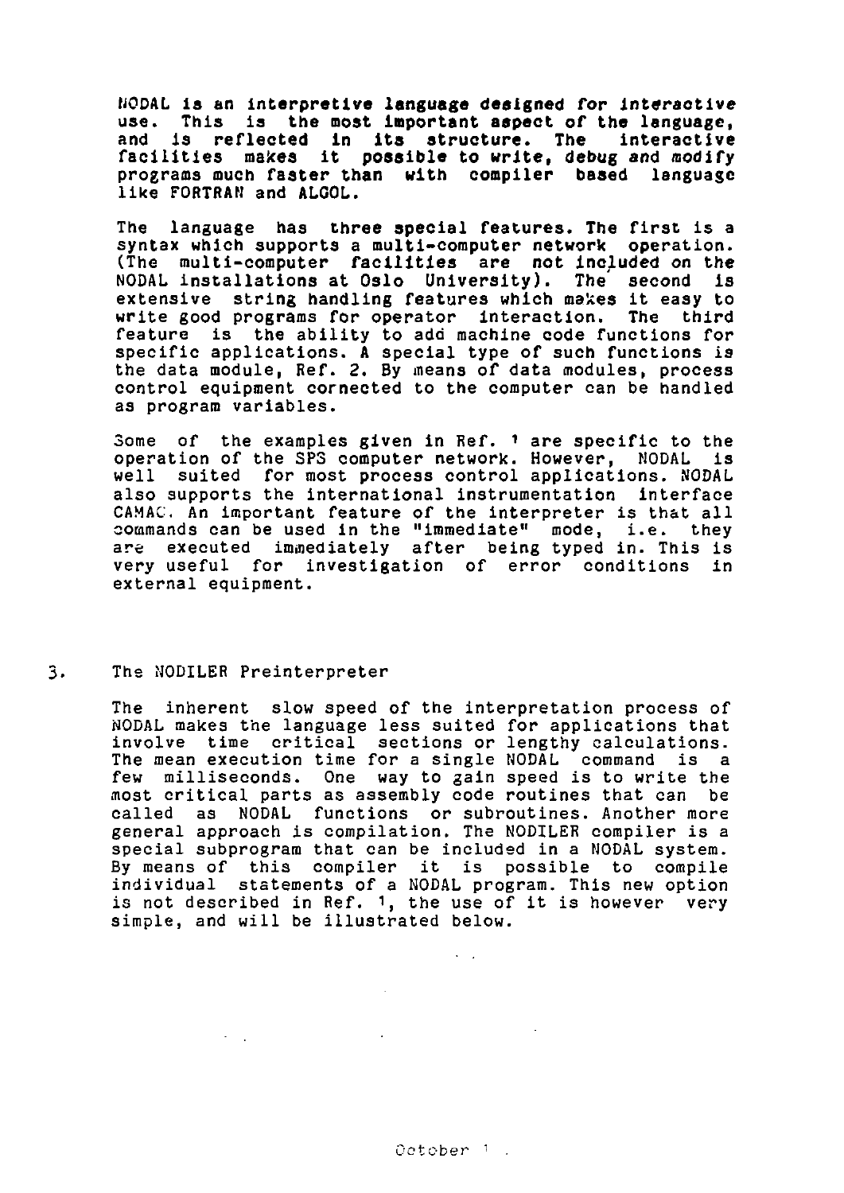NODAL is an interpretive language designed for interactive use. This is the most important aspect of the language, and is reflected in its structure. The interactive facilities makes it possible to write, debug and modify programs much faster than with compiler based language like FORTRAN and ALGOL.

The language has three special features. The first is a syntax which supports a multi-computer network operation. (The multi-computer facilities are not included on the NODAL installations at Oslo University). The second is extensive string handling features which makes it easy to write good programs for operator interaction. The third feature is the ability to add machine code functions for specific applications. A special type of such functions is the data module, Ref. 2. By means of data modules, process control equipment cornected to the computer can be handled as program variables.

Some of the examples given in Ref. 1 are specific to the operation of the SPS computer network. However, NODAL is well suited for most process control applications. NODAL also supports the international instrumentation interface CAMAC. An important feature of the interpreter is that all commands can be used in the "immediate" mode, i.e. they are executed immediately after being typed in. This is very useful for investigation of error conditions in external equipment.

## 3. The NODILER Preinterpreter

The inherent slow speed of the interpretation process of NODAL makes the language less suited for applications that involve time critical sections or lengthy calculations. The mean execution time for a single NODAL command is a few milliseconds. One way to gain speed is to write the most critical parts as assembly code routines that can be called as NODAL functions or subroutines. Another more general approach is compilation. The NODILER compiler is a special subprogram that can be included in a NODAL system. By means of this compiler it is possible to compile individual statements of a NODAL program. This new option is not described in Ref. 1, the use of it is however very simple, and will be illustrated below.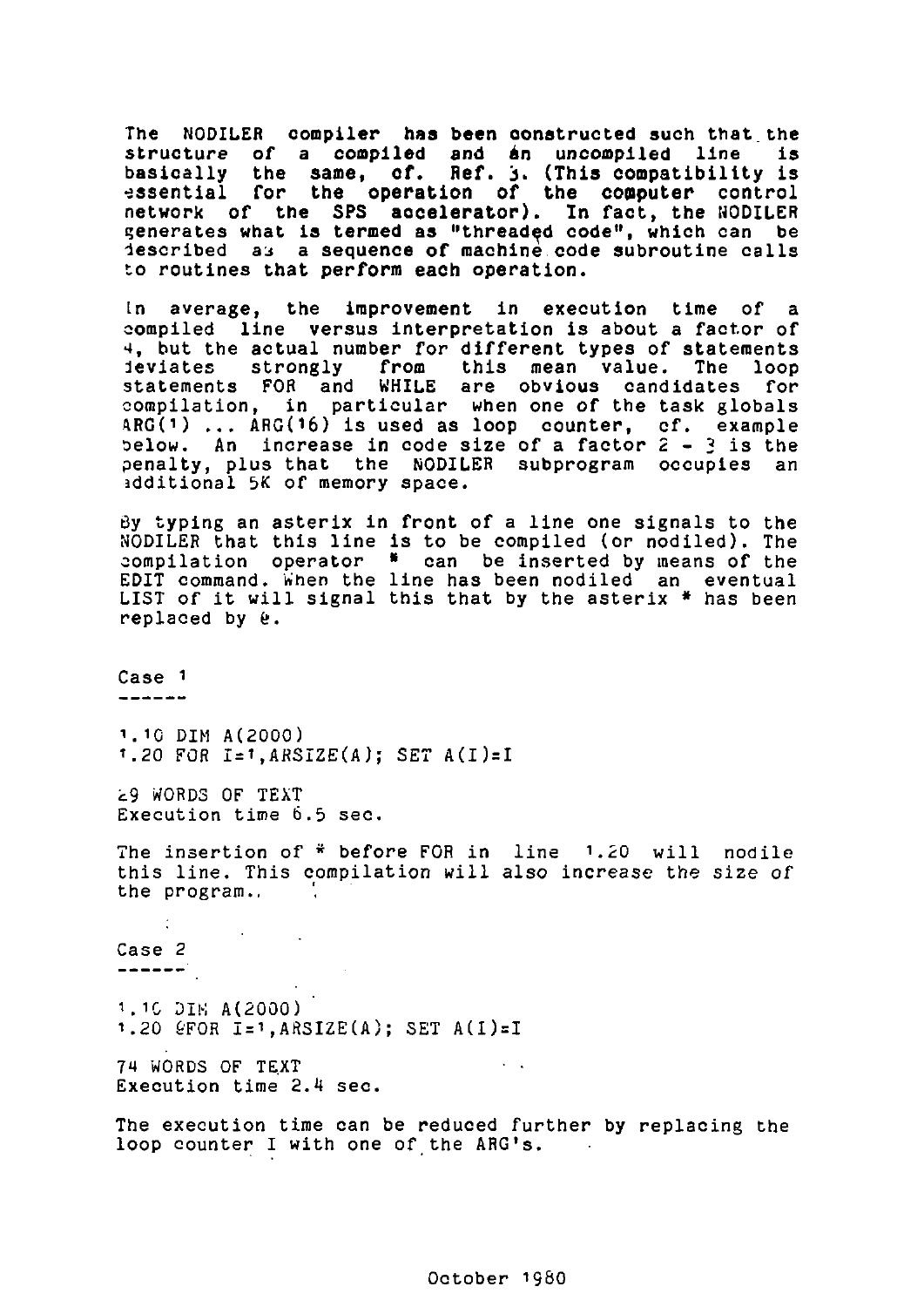The NODILER compiler has been constructed such that the structure of a compiled and an uncompiled line is basically the same, cf. Ref. 3. (This compatibility is essential for the operation of the computer control network of the SPS accelerator). In fact, the NODILER generates what is termed as "threaded code", which can be described as a sequence of machine code subroutine calls to routines that perform each operation.

In average, the improvement in execution time of a compiled line versus interpretation is about a factor of 4, but the actual number for different types of statements deviates strongly from this mean value. The loop statements FOR and WHILE are obvious candidates for compilation, in particular when one of the task globals ARG(1) ... ARG(16) is used as loop counter, cf. example below. An increase in code size of a factor 2 - 3 is the penalty, plus that the NODILER subprogram occupies an additional 5K of memory space.

By typing an asterix in front of a line one signals to the NODILER that this line is to be compiled (or nodiled). The compilation operator * can be inserted by means of the EDIT command. When the line has been nodiled an eventual LIST of it will signal this that by the asterix * has been replaced by @.

Case 1
------

```
1.10 DIM A(2000)
1.20 FOR I=1,ARSIZE(A); SET A(I)=I
```

29 WORDS OF TEXT
Execution time 6.5 sec.

The insertion of * before FOR in line 1.20 will nodile this line. This compilation will also increase the size of the program..

Case 2
------

```
1.10 DIM A(2000)
1.20 @FOR I=1,ARSIZE(A); SET A(I)=I
```

74 WORDS OF TEXT
Execution time 2.4 sec.

The execution time can be reduced further by replacing the loop counter I with one of the ARG's.

October 1980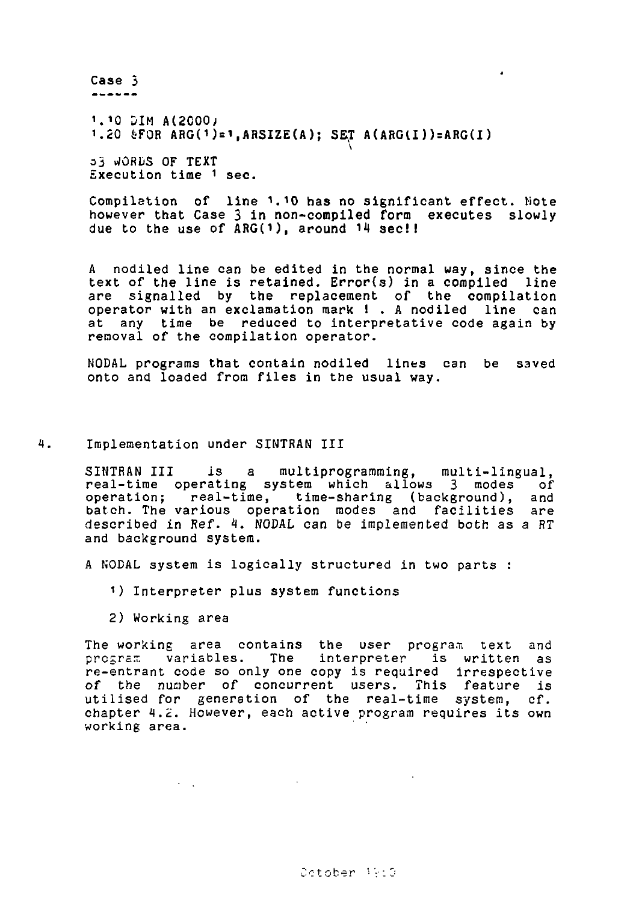Case 3
------

```
1.10 DIM A(2000)
1.20 &FOR ARG(1)=1,ARSIZE(A); SET A(ARG(I))=ARG(I)
```

53 WORDS OF TEXT
Execution time 1 sec.

Compilation of line 1.10 has no significant effect. Note however that Case 3 in non-compiled form executes slowly due to the use of ARG(1), around 14 sec!!

A nodiled line can be edited in the normal way, since the text of the line is retained. Error(s) in a compiled line are signalled by the replacement of the compilation operator with an exclamation mark ! . A nodiled line can at any time be reduced to interpretative code again by removal of the compilation operator.

NODAL programs that contain nodiled lines can be saved onto and loaded from files in the usual way.

## 4. Implementation under SINTRAN III

SINTRAN III is a multiprogramming, multi-lingual, real-time operating system which allows 3 modes of operation; real-time, time-sharing (background), and batch. The various operation modes and facilities are described in Ref. 4. NODAL can be implemented both as a RT and background system.

A NODAL system is logically structured in two parts :

1) Interpreter plus system functions

2) Working area

The working area contains the user program text and program variables. The interpreter is written as re-entrant code so only one copy is required irrespective of the number of concurrent users. This feature is utilised for generation of the real-time system, cf. chapter 4.2. However, each active program requires its own working area.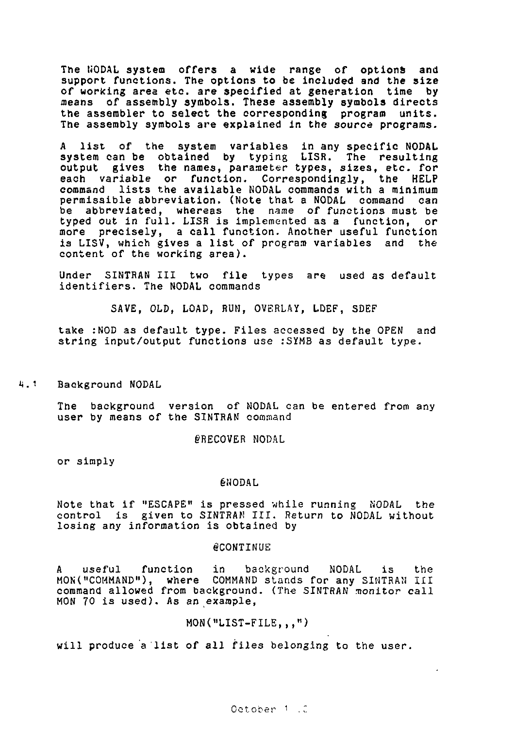The NODAL system offers a wide range of options and support functions. The options to be included and the size of working area etc. are specified at generation time by means of assembly symbols. These assembly symbols directs the assembler to select the corresponding program units. The assembly symbols are explained in the source programs.

A list of the system variables in any specific NODAL system can be obtained by typing LISR. The resulting output gives the names, parameter types, sizes, etc. for each variable or function. Correspondingly, the HELP command lists the available NODAL commands with a minimum permissible abbreviation. (Note that a NODAL command can be abbreviated, whereas the name of functions must be typed out in full. LISR is implemented as a function, or more precisely, a call function. Another useful function is LISV, which gives a list of program variables and the content of the working area).

Under SINTRAN III two file types are used as default identifiers. The NODAL commands

SAVE, OLD, LOAD, RUN, OVERLAY, LDEF, SDEF

take :NOD as default type. Files accessed by the OPEN and string input/output functions use :SYMB as default type.

## 4.1 Background NODAL

The background version of NODAL can be entered from any user by means of the SINTRAN command

@RECOVER NODAL

or simply

@NODAL

Note that if "ESCAPE" is pressed while running NODAL the control is given to SINTRAN III. Return to NODAL without losing any information is obtained by

@CONTINUE

A useful function in background NODAL is the MON("COMMAND"), where COMMAND stands for any SINTRAN III command allowed from background. (The SINTRAN monitor call MON 70 is used). As an example,

MON("LIST-FILE,,,")

will produce a list of all files belonging to the user.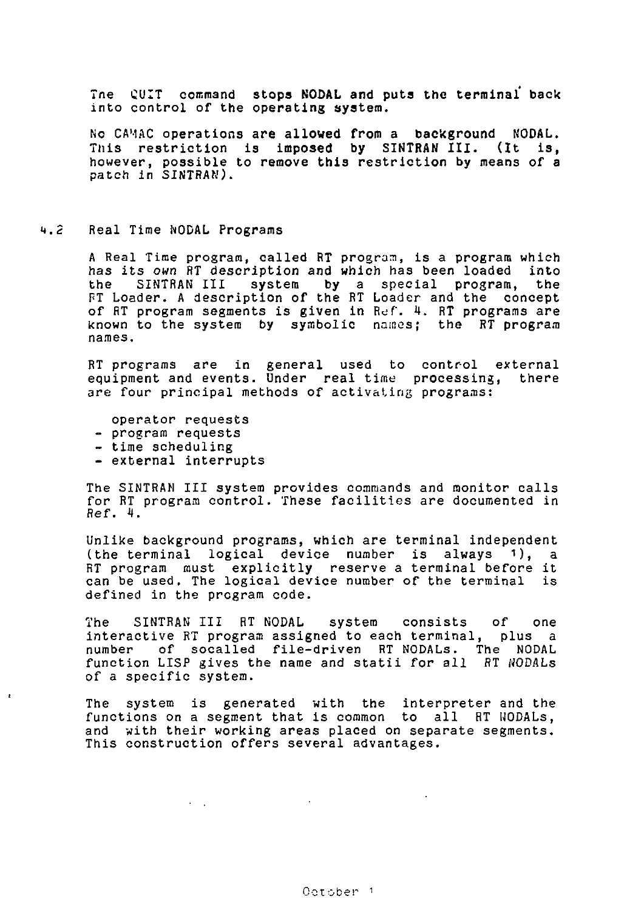The QUIT command stops NODAL and puts the terminal back into control of the operating system.

No CAMAC operations are allowed from a background NODAL. This restriction is imposed by SINTRAN III. (It is, however, possible to remove this restriction by means of a patch in SINTRAN).

## 4.2 Real Time NODAL Programs

A Real Time program, called RT program, is a program which has its own RT description and which has been loaded into the SINTRAN III system by a special program, the RT Loader. A description of the RT Loader and the concept of RT program segments is given in Ref. 4. RT programs are known to the system by symbolic names; the RT program names.

RT programs are in general used to control external equipment and events. Under real time processing, there are four principal methods of activating programs:

- operator requests
- program requests
- time scheduling
- external interrupts

The SINTRAN III system provides commands and monitor calls for RT program control. These facilities are documented in Ref. 4.

Unlike background programs, which are terminal independent (the terminal logical device number is always 1), a RT program must explicitly reserve a terminal before it can be used. The logical device number of the terminal is defined in the program code.

The SINTRAN III RT NODAL system consists of one interactive RT program assigned to each terminal, plus a number of socalled file-driven RT NODALs. The NODAL function LISP gives the name and statii for all RT NODALs of a specific system.

The system is generated with the interpreter and the functions on a segment that is common to all RT NODALs, and with their working areas placed on separate segments. This construction offers several advantages.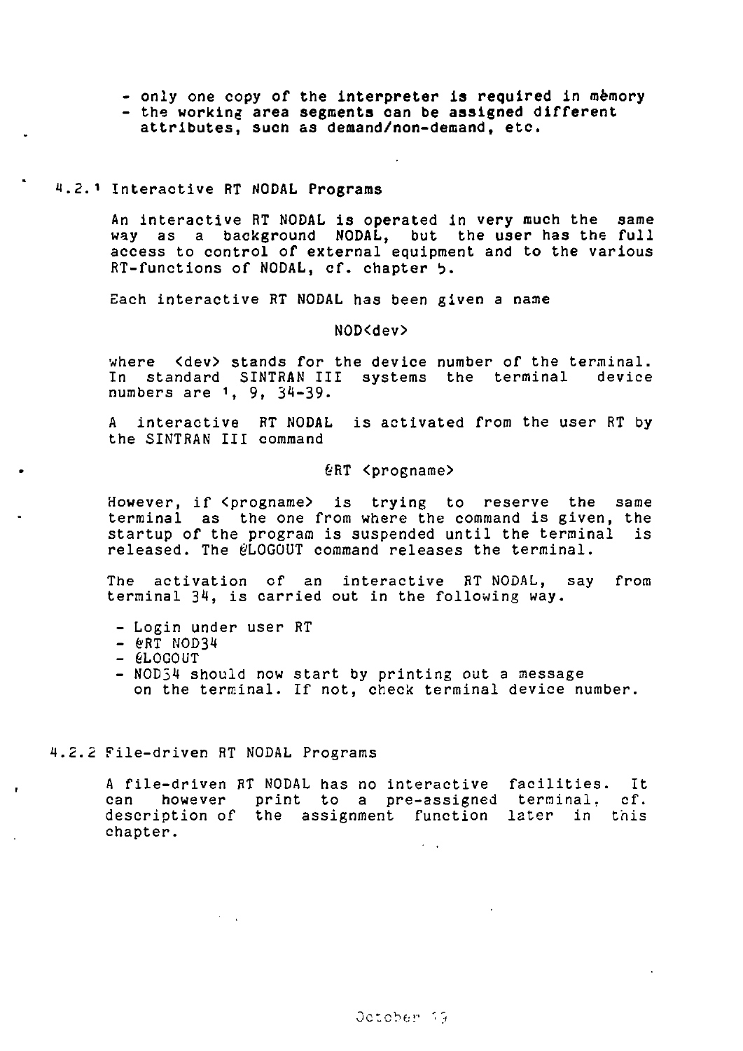- only one copy of the interpreter is required in mèmory
- the working area segments can be assigned different attributes, sucn as demand/non-demand, etc.

### 4.2.1 Interactive RT NODAL Programs

An interactive RT NODAL is operated in very much the same way as a background NODAL, but the user has the full access to control of external equipment and to the various RT-functions of NODAL, cf. chapter 5.

Each interactive RT NODAL has been given a name

NOD<dev>

where <dev> stands for the device number of the terminal. In standard SINTRAN III systems the terminal device numbers are 1, 9, 34-39.

A interactive RT NODAL is activated from the user RT by the SINTRAN III command

@RT <progname>

However, if <progname> is trying to reserve the same terminal as the one from where the command is given, the startup of the program is suspended until the terminal is released. The @LOGOUT command releases the terminal.

The activation of an interactive RT NODAL, say from terminal 34, is carried out in the following way.

- Login under user RT
- @RT NOD34
- @LOGOUT
- NOD34 should now start by printing out a message on the terminal. If not, check terminal device number.

### 4.2.2 File-driven RT NODAL Programs

A file-driven RT NODAL has no interactive facilities. It can however print to a pre-assigned terminal, cf. description of the assignment function later in this chapter.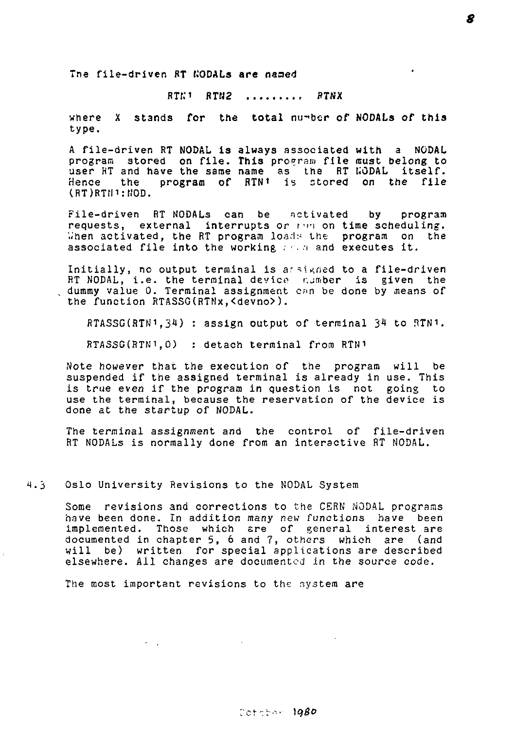The file-driven RT NODALs are named

RTN1 RTN2 ......... RTNX

where X stands for the total number of NODALs of this type.

A file-driven RT NODAL is always associated with a NODAL program stored on file. This program file must belong to user RT and have the same name as the RT NODAL itself. Hence the program of RTN1 is stored on the file (RT)RTN1:NOD.

File-driven RT NODALs can be activated by program requests, external interrupts or run on time scheduling. When activated, the RT program loads the program on the associated file into the working area and executes it.

Initially, no output terminal is assigned to a file-driven RT NODAL, i.e. the terminal device number is given the dummy value 0. Terminal assignment can be done by means of the function RTASSG(RTNx,<devno>).

```
RTASSG(RTN1,34) : assign output of terminal 34 to RTN1.

RTASSG(RTN1,0)  : detach terminal from RTN1
```

Note however that the execution of the program will be suspended if the assigned terminal is already in use. This is true even if the program in question is not going to use the terminal, because the reservation of the device is done at the startup of NODAL.

The terminal assignment and the control of file-driven RT NODALs is normally done from an interactive RT NODAL.

## 4.3 Oslo University Revisions to the NODAL System

Some revisions and corrections to the CERN NODAL programs have been done. In addition many new functions have been implemented. Those which are of general interest are documented in chapter 5, 6 and 7, others which are (and will be) written for special applications are described elsewhere. All changes are documented in the source code.

The most important revisions to the system are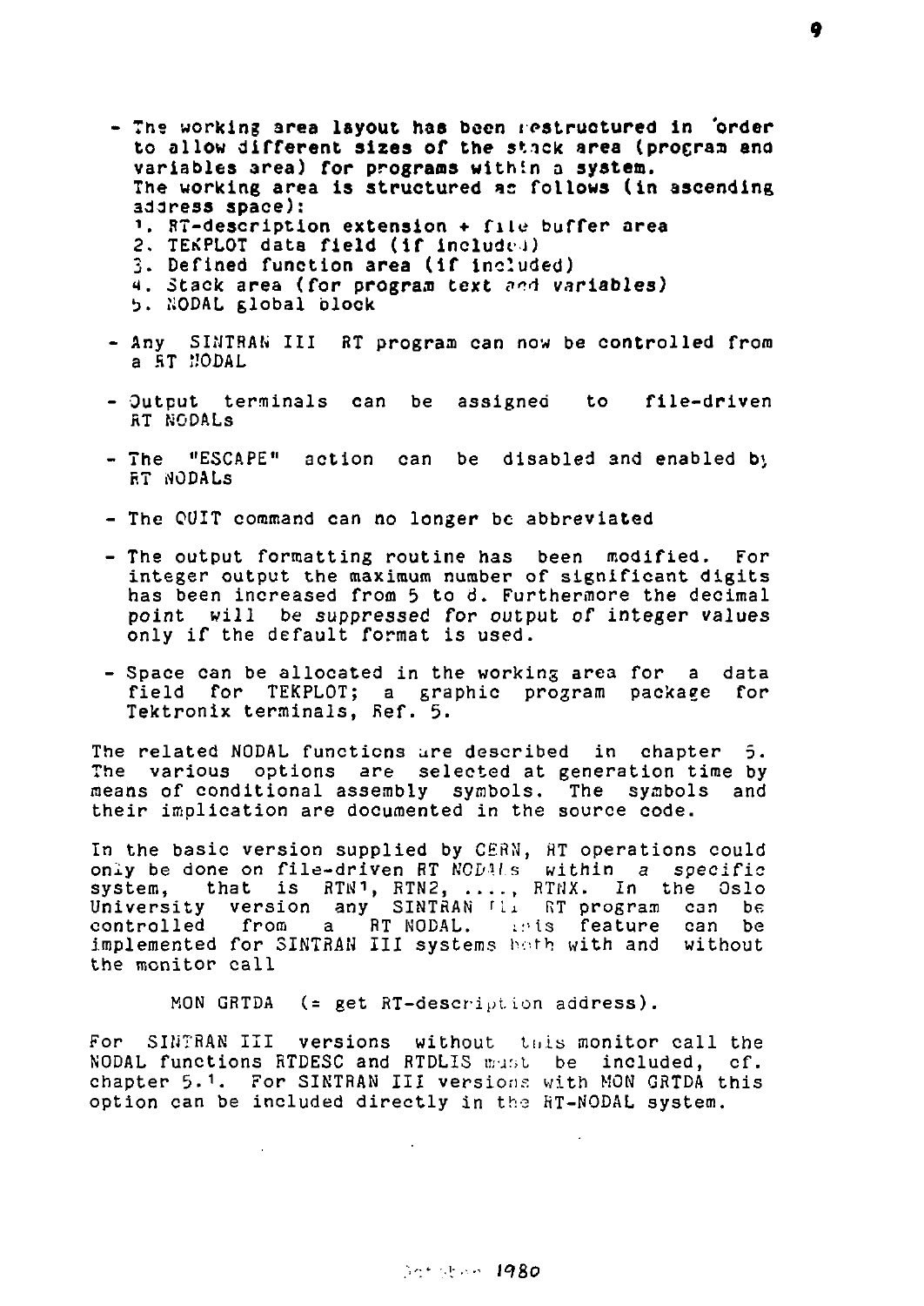- The working area layout has been restructured in order to allow different sizes of the stack area (program and variables area) for programs within a system. The working area is structured as follows (in ascending address space):
  1. RT-description extension + file buffer area
  2. TEKPLOT data field (if included)
  3. Defined function area (if included)
  4. Stack area (for program text and variables)
  5. NODAL global block

- Any SINTRAN III RT program can now be controlled from a RT NODAL

- Output terminals can be assigned to file-driven RT NODALs

- The "ESCAPE" action can be disabled and enabled by RT NODALs

- The QUIT command can no longer be abbreviated

- The output formatting routine has been modified. For integer output the maximum number of significant digits has been increased from 5 to 8. Furthermore the decimal point will be suppressed for output of integer values only if the default format is used.

- Space can be allocated in the working area for a data field for TEKPLOT; a graphic program package for Tektronix terminals, Ref. 5.

The related NODAL functions are described in chapter 5. The various options are selected at generation time by means of conditional assembly symbols. The symbols and their implication are documented in the source code.

In the basic version supplied by CERN, RT operations could only be done on file-driven RT NODALs within a specific system, that is RTN1, RTN2, ...., RTNX. In the Oslo University version any SINTRAN III RT program can be controlled from a RT NODAL. This feature can be implemented for SINTRAN III systems both with and without the monitor call

MON GRTDA (= get RT-description address).

For SINTRAN III versions without this monitor call the NODAL functions RTDESC and RTDLIS must be included, cf. chapter 5.1. For SINTRAN III versions with MON GRTDA this option can be included directly in the RT-NODAL system.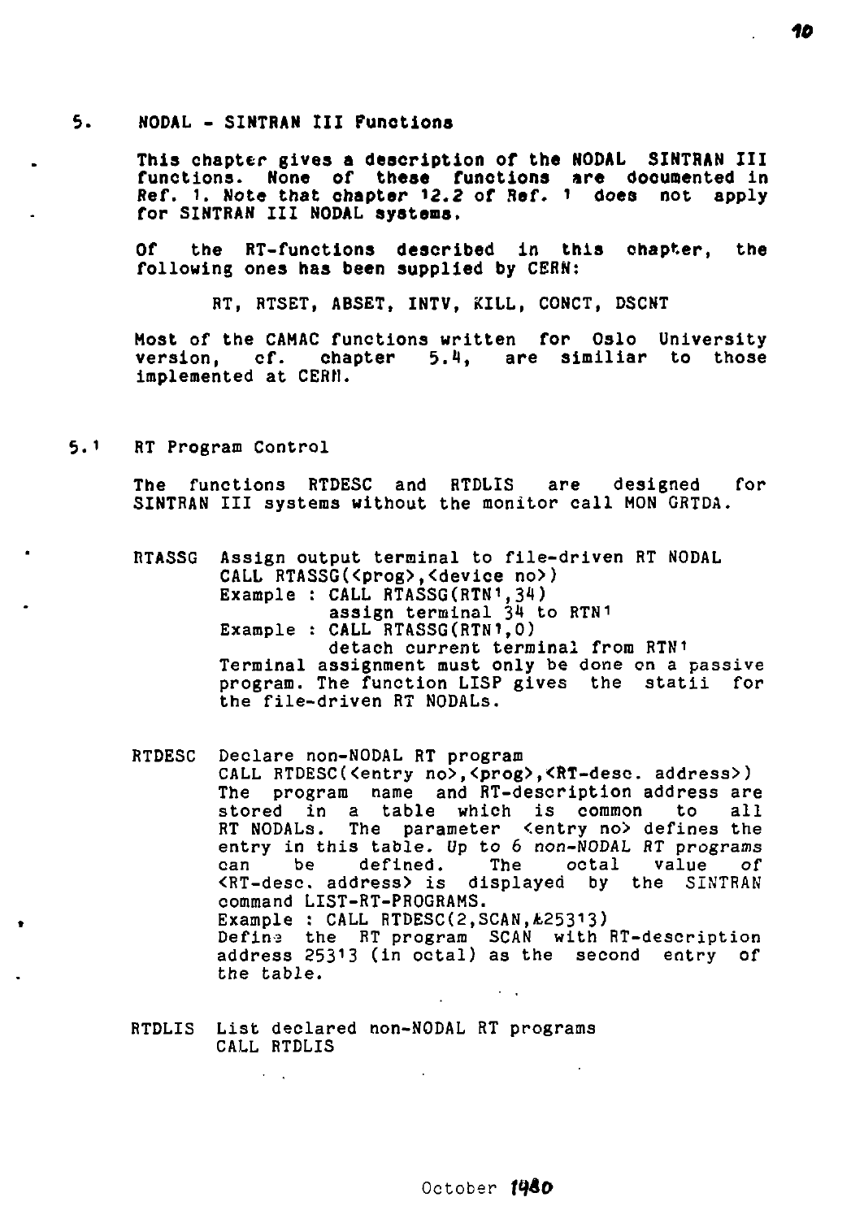## 5. NODAL - SINTRAN III Functions

**This chapter gives a description of the NODAL SINTRAN III functions. None of these functions are documented in Ref. 1. Note that chapter 12.2 of Ref. 1 does not apply for SINTRAN III NODAL systems.**

**Of the RT-functions described in this chapter, the following ones has been supplied by CERN:**

RT, RTSET, ABSET, INTV, KILL, CONCT, DSCNT

Most of the CAMAC functions written for Oslo University version, cf. chapter 5.4, are similiar to those implemented at CERN.

### 5.1 RT Program Control

The functions RTDESC and RTDLIS are designed for SINTRAN III systems without the monitor call MON GRTDA.

```
RTASSG  Assign output terminal to file-driven RT NODAL
        CALL RTASSG(<prog>,<device no>)
        Example : CALL RTASSG(RTN1,34)
                  assign terminal 34 to RTN1
        Example : CALL RTASSG(RTN1,0)
                  detach current terminal from RTN1
        Terminal assignment must only be done on a passive
        program. The function LISP gives the statii for
        the file-driven RT NODALs.
```

```
RTDESC  Declare non-NODAL RT program
        CALL RTDESC(<entry no>,<prog>,<RT-desc. address>)
        The program name and RT-description address are
        stored in a table which is common to all
        RT NODALs. The parameter <entry no> defines the
        entry in this table. Up to 6 non-NODAL RT programs
        can be defined. The octal value of
        <RT-desc. address> is displayed by the SINTRAN
        command LIST-RT-PROGRAMS.
        Example : CALL RTDESC(2,SCAN,&25313)
        Define the RT program SCAN with RT-description
        address 25313 (in octal) as the second entry of
        the table.
```

```
RTDLIS  List declared non-NODAL RT programs
        CALL RTDLIS
```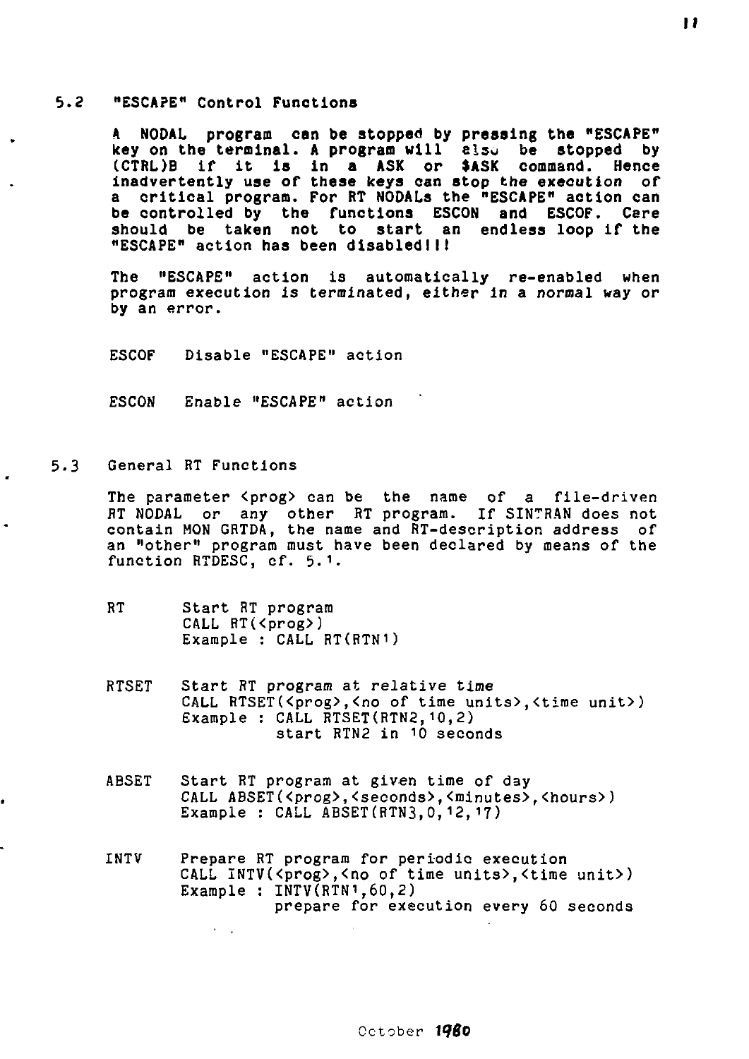## 5.2 "ESCAPE" Control Functions

**A NODAL program can be stopped by pressing the "ESCAPE" key on the terminal. A program will also be stopped by (CTRL)B if it is in a ASK or $ASK command. Hence inadvertently use of these keys can stop the execution of a critical program. For RT NODALs the "ESCAPE" action can be controlled by the functions ESCON and ESCOF. Care should be taken not to start an endless loop if the "ESCAPE" action has been disabled!!!**

The "ESCAPE" action is automatically re-enabled when program execution is terminated, either in a normal way or by an error.

ESCOF Disable "ESCAPE" action

ESCON Enable "ESCAPE" action

## 5.3 General RT Functions

The parameter <prog> can be the name of a file-driven RT NODAL or any other RT program. If SINTRAN does not contain MON GRTDA, the name and RT-description address of an "other" program must have been declared by means of the function RTDESC, cf. 5.1.

RT Start RT program

```
CALL RT(<prog>)
Example : CALL RT(RTN1)
```

RTSET Start RT program at relative time

```
CALL RTSET(<prog>,<no of time units>,<time unit>)
Example : CALL RTSET(RTN2,10,2)
          start RTN2 in 10 seconds
```

ABSET Start RT program at given time of day

```
CALL ABSET(<prog>,<seconds>,<minutes>,<hours>)
Example : CALL ABSET(RTN3,0,12,17)
```

INTV Prepare RT program for periodic execution

```
CALL INTV(<prog>,<no of time units>,<time unit>)
Example : INTV(RTN1,60,2)
          prepare for execution every 60 seconds
```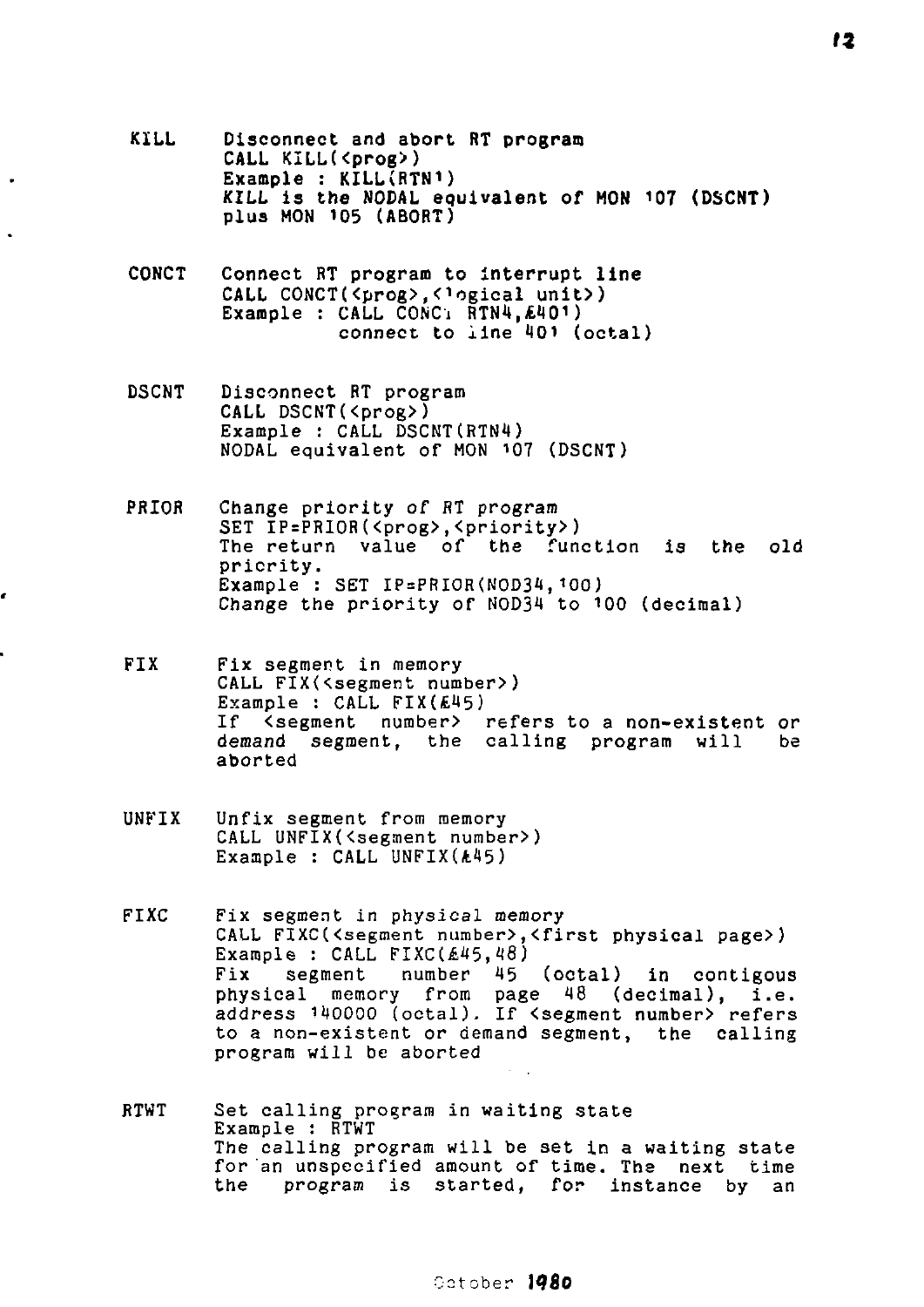KILL Disconnect and abort RT program
CALL KILL(<prog>)
Example : KILL(RTN1)
KILL is the NODAL equivalent of MON 107 (DSCNT) plus MON 105 (ABORT)

CONCT Connect RT program to interrupt line
CALL CONCT(<prog>,<logical unit>)
Example : CALL CONCT(RTN4,£401)
connect to line 401 (octal)

DSCNT Disconnect RT program
CALL DSCNT(<prog>)
Example : CALL DSCNT(RTN4)
NODAL equivalent of MON 107 (DSCNT)

PRIOR Change priority of RT program
SET IP=PRIOR(<prog>,<priority>)
The return value of the function is the old priority.
Example : SET IP=PRIOR(NOD34,100)
Change the priority of NOD34 to 100 (decimal)

FIX Fix segment in memory
CALL FIX(<segment number>)
Example : CALL FIX(£45)
If <segment number> refers to a non-existent or demand segment, the calling program will be aborted

UNFIX Unfix segment from memory
CALL UNFIX(<segment number>)
Example : CALL UNFIX(£45)

FIXC Fix segment in physical memory
CALL FIXC(<segment number>,<first physical page>)
Example : CALL FIXC(£45,48)
Fix segment number 45 (octal) in contigous physical memory from page 48 (decimal), i.e. address 140000 (octal). If <segment number> refers to a non-existent or demand segment, the calling program will be aborted

RTWT Set calling program in waiting state
Example : RTWT
The calling program will be set in a waiting state for an unspecified amount of time. The next time the program is started, for instance by an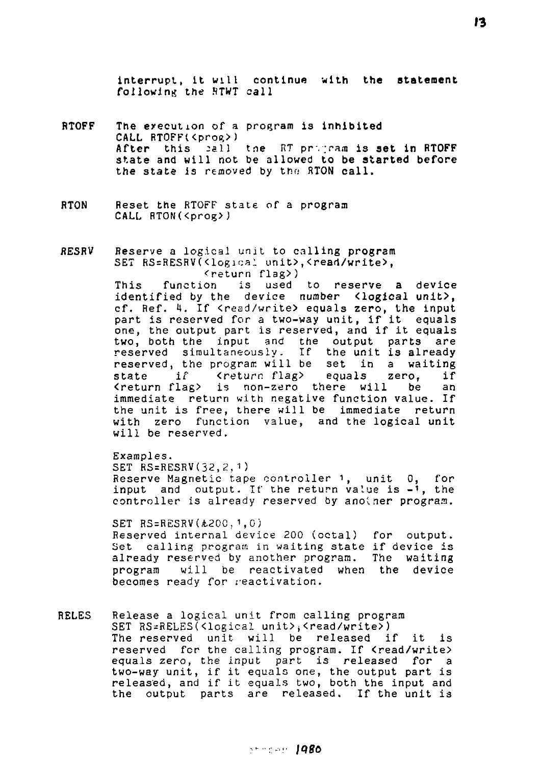interrupt, it will continue with the statement following the RTWT call

**RTOFF** The execution of a program is inhibited
CALL RTOFF(<prog>)
After this call the RT program is set in RTOFF state and will not be allowed to be started before the state is removed by the RTON call.

**RTON** Reset the RTOFF state of a program
CALL RTON(<prog>)

**RESRV** Reserve a logical unit to calling program
SET RS=RESRV(<logical unit>,<read/write>, <return flag>)
This function is used to reserve a device identified by the device number <logical unit>, cf. Ref. 4. If <read/write> equals zero, the input part is reserved for a two-way unit, if it equals one, the output part is reserved, and if it equals two, both the input and the output parts are reserved simultaneously. If the unit is already reserved, the program will be set in a waiting state if <return flag> equals zero, if <return flag> is non-zero there will be an immediate return with negative function value. If the unit is free, there will be immediate return with zero function value, and the logical unit will be reserved.

Examples.
SET RS=RESRV(32,2,1)
Reserve Magnetic tape controller 1, unit 0, for input and output. If the return value is -1, the controller is already reserved by another program.

SET RS=RESRV(&200,1,0)
Reserved internal device 200 (octal) for output. Set calling program in waiting state if device is already reserved by another program. The waiting program will be reactivated when the device becomes ready for reactivation.

**RELES** Release a logical unit from calling program
SET RS=RELES(<logical unit>,<read/write>)
The reserved unit will be released if it is reserved for the calling program. If <read/write> equals zero, the input part is released for a two-way unit, if it equals one, the output part is released, and if it equals two, both the input and the output parts are released. If the unit is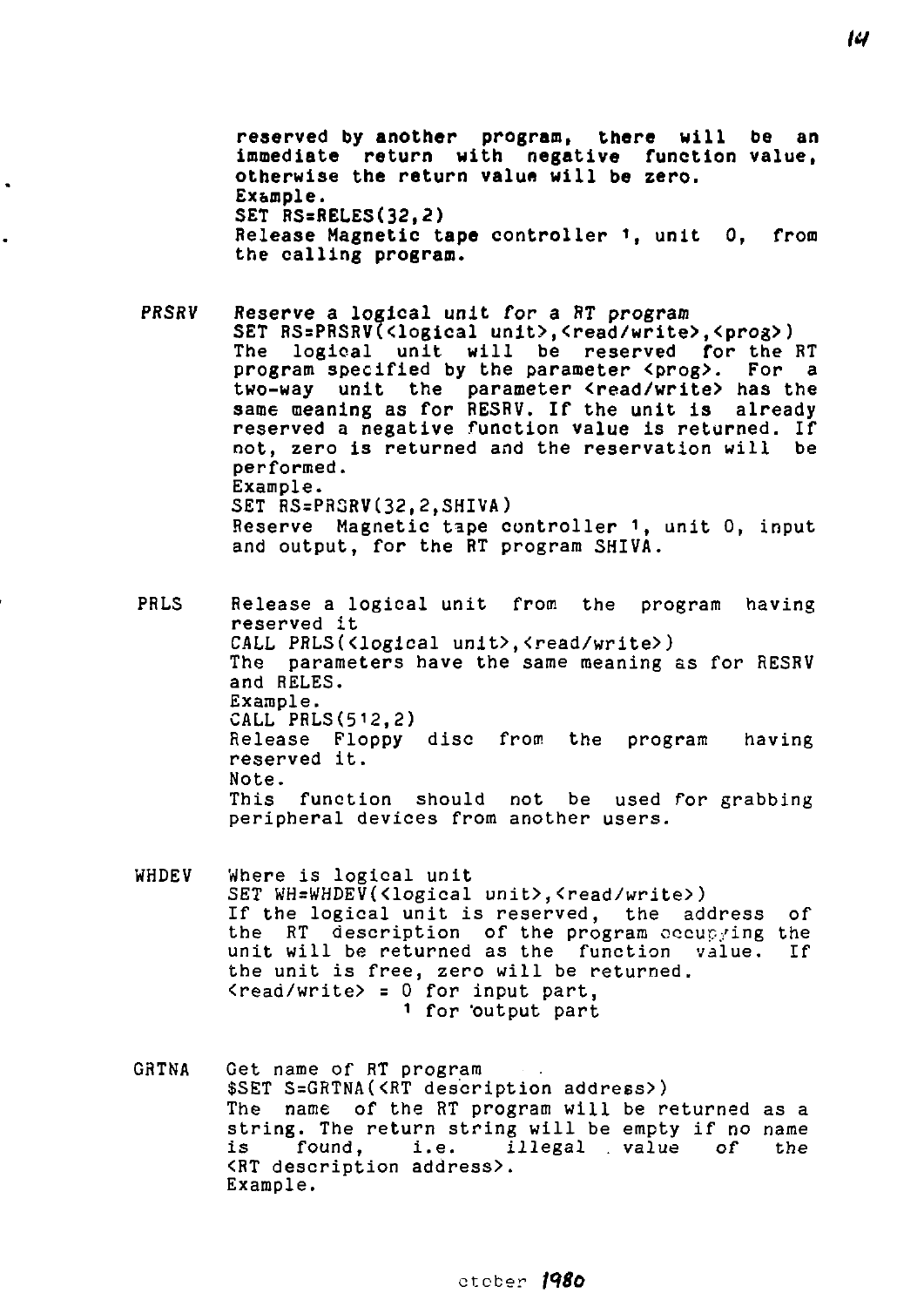reserved by another program, there will be an immediate return with negative function value, otherwise the return value will be zero.
Example.
SET RS=RELES(32,2)
Release Magnetic tape controller 1, unit 0, from the calling program.

**PRSRV** *Reserve a logical unit for a RT program*

SET RS=PRSRV(<logical unit>,<read/write>,<prog>)
The logical unit will be reserved for the RT program specified by the parameter <prog>. For a two-way unit the parameter <read/write> has the same meaning as for RESRV. If the unit is already reserved a negative function value is returned. If not, zero is returned and the reservation will be performed.
Example.
SET RS=PRSRV(32,2,SHIVA)
Reserve Magnetic tape controller 1, unit 0, input and output, for the RT program SHIVA.

**PRLS** Release a logical unit from the program having reserved it

CALL PRLS(<logical unit>,<read/write>)
The parameters have the same meaning as for RESRV and RELES.
Example.
CALL PRLS(512,2)
Release Floppy disc from the program having reserved it.
Note.
This function should not be used for grabbing peripheral devices from another users.

**WHDEV** Where is logical unit

SET WH=WHDEV(<logical unit>,<read/write>)
If the logical unit is reserved, the address of the RT description of the program occupying the unit will be returned as the function value. If the unit is free, zero will be returned.
<read/write> = 0 for input part,
1 for output part

**GRTNA** Get name of RT program

$SET S=GRTNA(<RT description address>)
The name of the RT program will be returned as a string. The return string will be empty if no name is found, i.e. illegal value of the <RT description address>.
Example.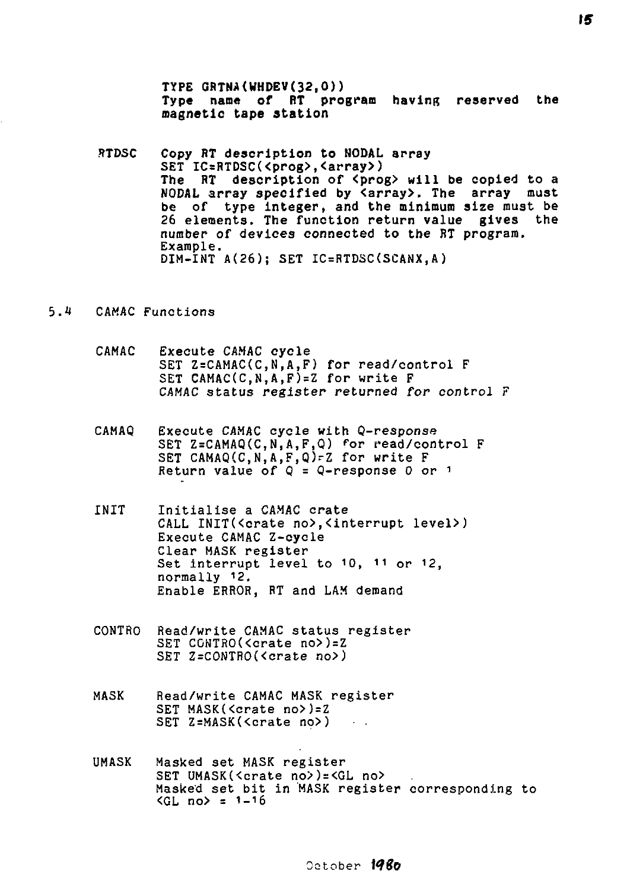**TYPE GRTNA(WHDEV(32,0))**
**Type name of RT program having reserved the magnetic tape station**

RTDSC Copy RT description to NODAL array

```
SET IC=RTDSC(<prog>,<array>)
```

The RT description of <prog> will be copied to a NODAL array specified by <array>. The array must be of type integer, and the minimum size must be 26 elements. The function return value gives the number of devices connected to the RT program.

Example.

```
DIM-INT A(26); SET IC=RTDSC(SCANX,A)
```

## 5.4 CAMAC Functions

CAMAC Execute CAMAC cycle

```
SET Z=CAMAC(C,N,A,F) for read/control F
SET CAMAC(C,N,A,F)=Z for write F
```

CAMAC status register returned for control F

CAMAQ Execute CAMAC cycle with Q-response

```
SET Z=CAMAQ(C,N,A,F,Q) for read/control F
SET CAMAQ(C,N,A,F,Q)=Z for write F
```

Return value of Q = Q-response 0 or 1

INIT Initialise a CAMAC crate

```
CALL INIT(<crate no>,<interrupt level>)
```

Execute CAMAC Z-cycle
Clear MASK register
Set interrupt level to 10, 11 or 12, normally 12.
Enable ERROR, RT and LAM demand

CONTRO Read/write CAMAC status register

```
SET CONTRO(<crate no>)=Z
SET Z=CONTRO(<crate no>)
```

MASK Read/write CAMAC MASK register

```
SET MASK(<crate no>)=Z
SET Z=MASK(<crate no>)
```

UMASK Masked set MASK register

```
SET UMASK(<crate no>)=<GL no>
```

Masked set bit in MASK register corresponding to <GL no> = 1-16

October 1980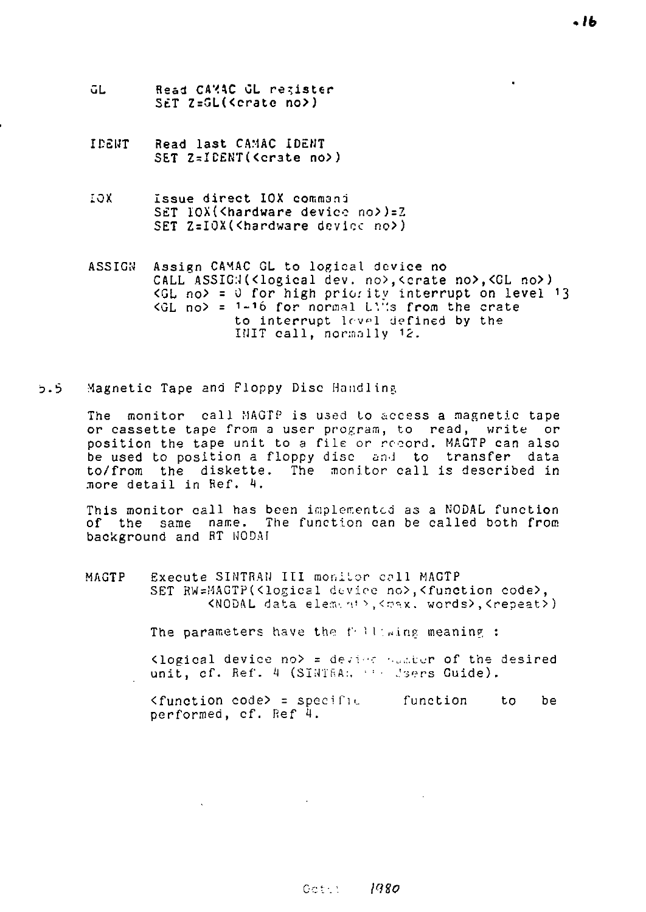GL      Read CAMAC GL register
        SET Z=GL(<crate no>)

IDENT   Read last CAMAC IDENT
        SET Z=IDENT(<crate no>)

IOX     Issue direct IOX command
        SET IOX(<hardware device no>)=Z
        SET Z=IOX(<hardware device no>)

ASSIGN  Assign CAMAC GL to logical device no
        CALL ASSIGN(<logical dev. no>,<crate no>,<GL no>)
        <GL no> = 0 for high priority interrupt on level 13
        <GL no> = 1-16 for normal LAMs from the crate
                  to interrupt level defined by the
                  INIT call, normally 12.

## 5.5 Magnetic Tape and Floppy Disc Handling

The monitor call MAGTP is used to access a magnetic tape or cassette tape from a user program, to read, write or position the tape unit to a file or record. MAGTP can also be used to position a floppy disc and to transfer data to/from the diskette. The monitor call is described in more detail in Ref. 4.

This monitor call has been implemented as a NODAL function of the same name. The function can be called both from background and RT NODAL

MAGTP   Execute SINTRAN III monitor call MAGTP
        SET RW=MAGTP(<logical device no>,<function code>,
              <NODAL data element>,<max. words>,<repeat>)

The parameters have the following meaning :

<logical device no> = device number of the desired unit, cf. Ref. 4 (SINTRAN III Users Guide).

<function code> = specific function to be performed, cf. Ref 4.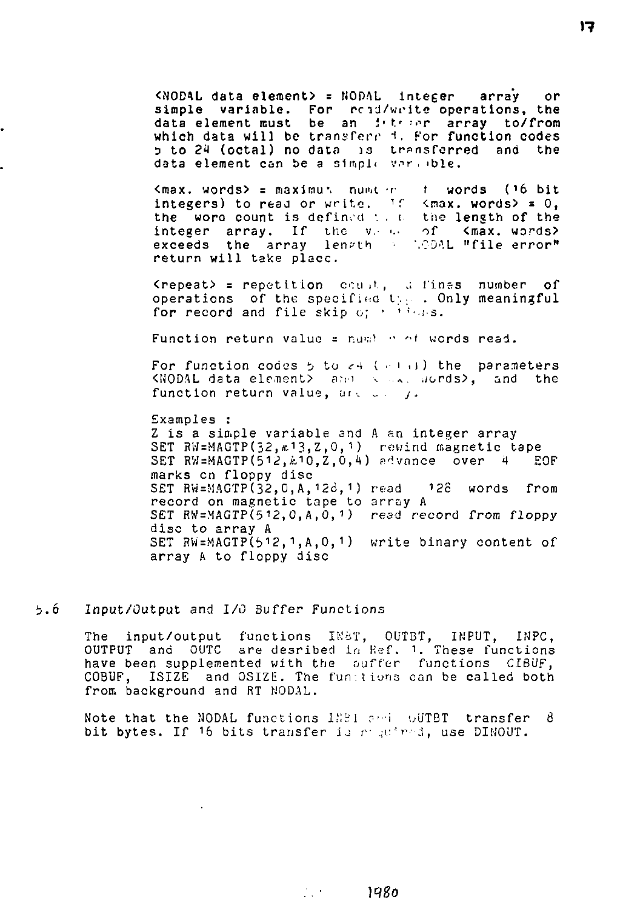<NODAL data element> = NODAL integer array or simple variable. For read/write operations, the data element must be an integer array to/from which data will be transferred. For function codes 5 to 24 (octal) no data is transferred and the data element can be a simple variable.

<max. words> = maximum number of words (16 bit integers) to read or write. If <max. words> = 0, the word count is defined to be the length of the integer array. If the value of <max. words> exceeds the array length a NODAL "file error" return will take place.

<repeat> = repetition count, defines number of operations of the specified type. Only meaningful for record and file skip operations.

Function return value = number of words read.

For function codes 5 to 24 (octal) the parameters <NODAL data element> and <max. words>, and the function return value, are dummy.

Examples :
Z is a simple variable and A an integer array
SET RW=MAGTP(32,%13,Z,0,1) rewind magnetic tape
SET RW=MAGTP(512,%10,Z,0,4) advance over 4 EOF marks on floppy disc
SET RW=MAGTP(32,0,A,128,1) read 128 words from record on magnetic tape to array A
SET RW=MAGTP(512,0,A,0,1) read record from floppy disc to array A
SET RW=MAGTP(512,1,A,0,1) write binary content of array A to floppy disc

## 5.6 Input/Output and I/O Buffer Functions

The input/output functions INBT, OUTBT, INPUT, INPC, OUTPUT and OUTC are desribed in Ref. 1. These functions have been supplemented with the buffer functions CIBUF, COBUF, ISIZE and OSIZE. The functions can be called both from background and RT NODAL.

Note that the NODAL functions INBT and OUTBT transfer 8 bit bytes. If 16 bits transfer is required, use DINOUT.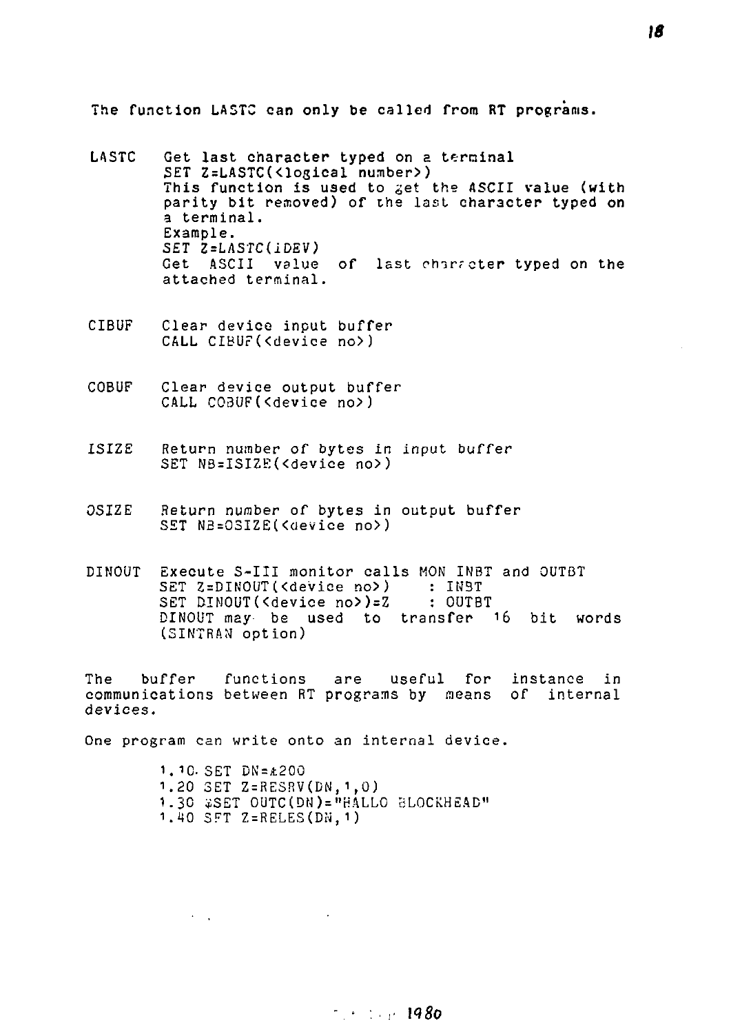The function LASTC can only be called from RT programs.

LASTC  Get last character typed on a terminal
       SET Z=LASTC(<logical number>)
       This function is used to get the ASCII value (with parity bit removed) of the last character typed on a terminal.
       Example.
       SET Z=LASTC(IDEV)
       Get ASCII value of last character typed on the attached terminal.

CIBUF  Clear device input buffer
       CALL CIBUF(<device no>)

COBUF  Clear device output buffer
       CALL COBUF(<device no>)

ISIZE  Return number of bytes in input buffer
       SET NB=ISIZE(<device no>)

OSIZE  Return number of bytes in output buffer
       SET NB=OSIZE(<device no>)

DINOUT  Execute S-III monitor calls MON INBT and OUTBT
       SET Z=DINOUT(<device no>)    : INBT
       SET DINOUT(<device no>)=Z    : OUTBT
       DINOUT may be used to transfer 16 bit words (SINTRAN option)

The buffer functions are useful for instance in communications between RT programs by means of internal devices.

One program can write onto an internal device.

```
1.10 SET DN=&200
1.20 SET Z=RESRV(DN,1,0)
1.30 $SET OUTC(DN)="HALLO BLOCKHEAD"
1.40 SET Z=RELES(DN,1)
```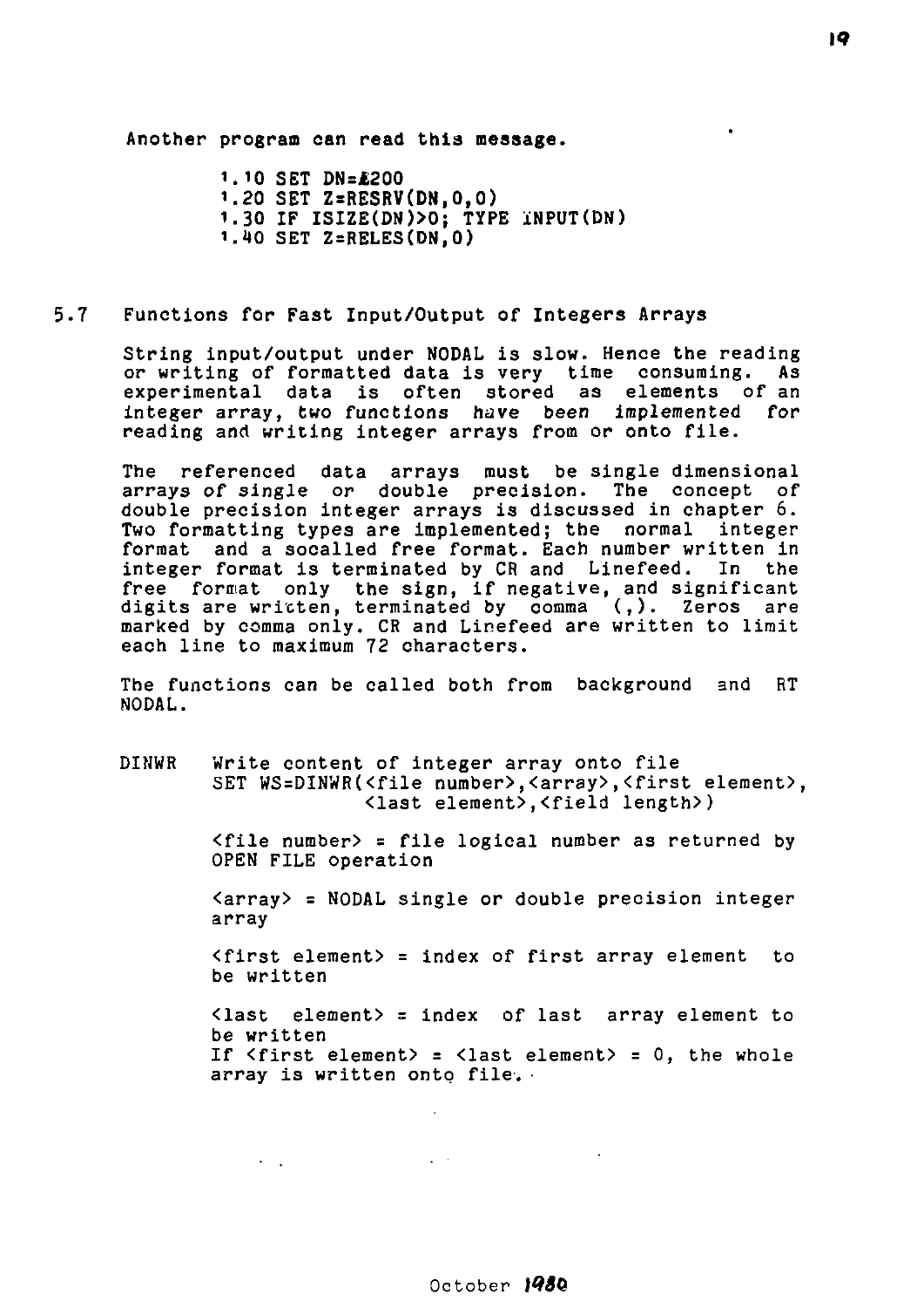Another program can read this message.

```
1.10 SET DN=£200
1.20 SET Z=RESRV(DN,0,0)
1.30 IF ISIZE(DN)>0; TYPE INPUT(DN)
1.40 SET Z=RELES(DN,0)
```

## 5.7 Functions for Fast Input/Output of Integers Arrays

String input/output under NODAL is slow. Hence the reading or writing of formatted data is very time consuming. As experimental data is often stored as elements of an integer array, two functions have been implemented for reading and writing integer arrays from or onto file.

The referenced data arrays must be single dimensional arrays of single or double precision. The concept of double precision integer arrays is discussed in chapter 6. Two formatting types are implemented; the normal integer format and a socalled free format. Each number written in integer format is terminated by CR and Linefeed. In the free format only the sign, if negative, and significant digits are written, terminated by comma (,). Zeros are marked by comma only. CR and Linefeed are written to limit each line to maximum 72 characters.

The functions can be called both from background and RT NODAL.

DINWR Write content of integer array onto file

```
SET WS=DINWR(<file number>,<array>,<first element>,
             <last element>,<field length>)
```

<file number> = file logical number as returned by OPEN FILE operation

<array> = NODAL single or double precision integer array

<first element> = index of first array element to be written

<last element> = index of last array element to be written
If <first element> = <last element> = 0, the whole array is written onto file.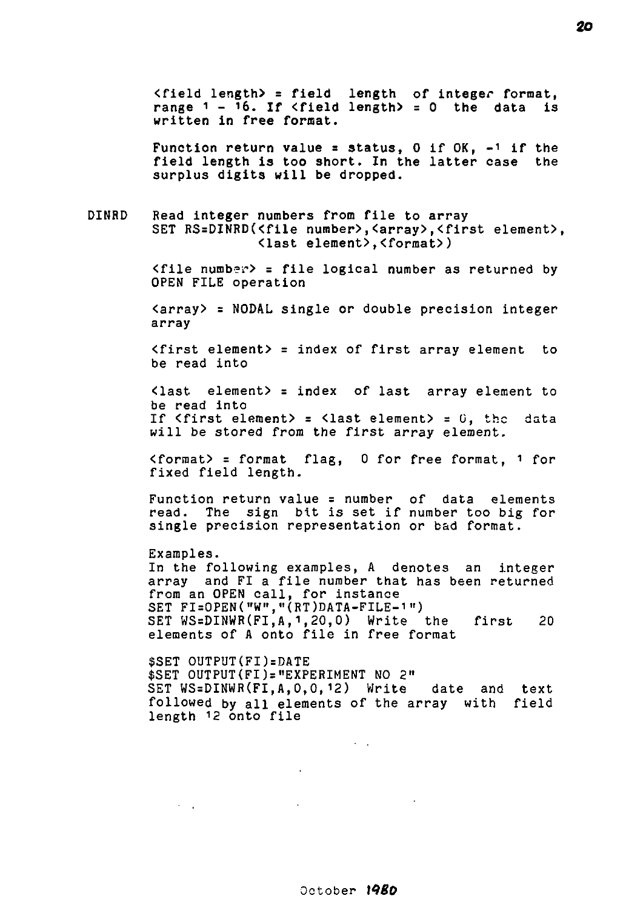<field length> = field length of integer format, range 1 - 16. If <field length> = 0 the data is written in free format.

Function return value = status, 0 if OK, -1 if the field length is too short. In the latter case the surplus digits will be dropped.

**DINRD** Read integer numbers from file to array

```
SET RS=DINRD(<file number>,<array>,<first element>,
             <last element>,<format>)
```

<file number> = file logical number as returned by OPEN FILE operation

<array> = NODAL single or double precision integer array

<first element> = index of first array element to be read into

<last element> = index of last array element to be read into
If <first element> = <last element> = 0, the data will be stored from the first array element.

<format> = format flag, 0 for free format, 1 for fixed field length.

Function return value = number of data elements read. The sign bit is set if number too big for single precision representation or bad format.

Examples.
In the following examples, A denotes an integer array and FI a file number that has been returned from an OPEN call, for instance

```
SET FI=OPEN("W","(RT)DATA-FILE-1")
SET WS=DINWR(FI,A,1,20,0)
```

Write the first 20 elements of A onto file in free format

```
$SET OUTPUT(FI)=DATE
$SET OUTPUT(FI)="EXPERIMENT NO 2"
SET WS=DINWR(FI,A,0,0,12)
```

Write date and text followed by all elements of the array with field length 12 onto file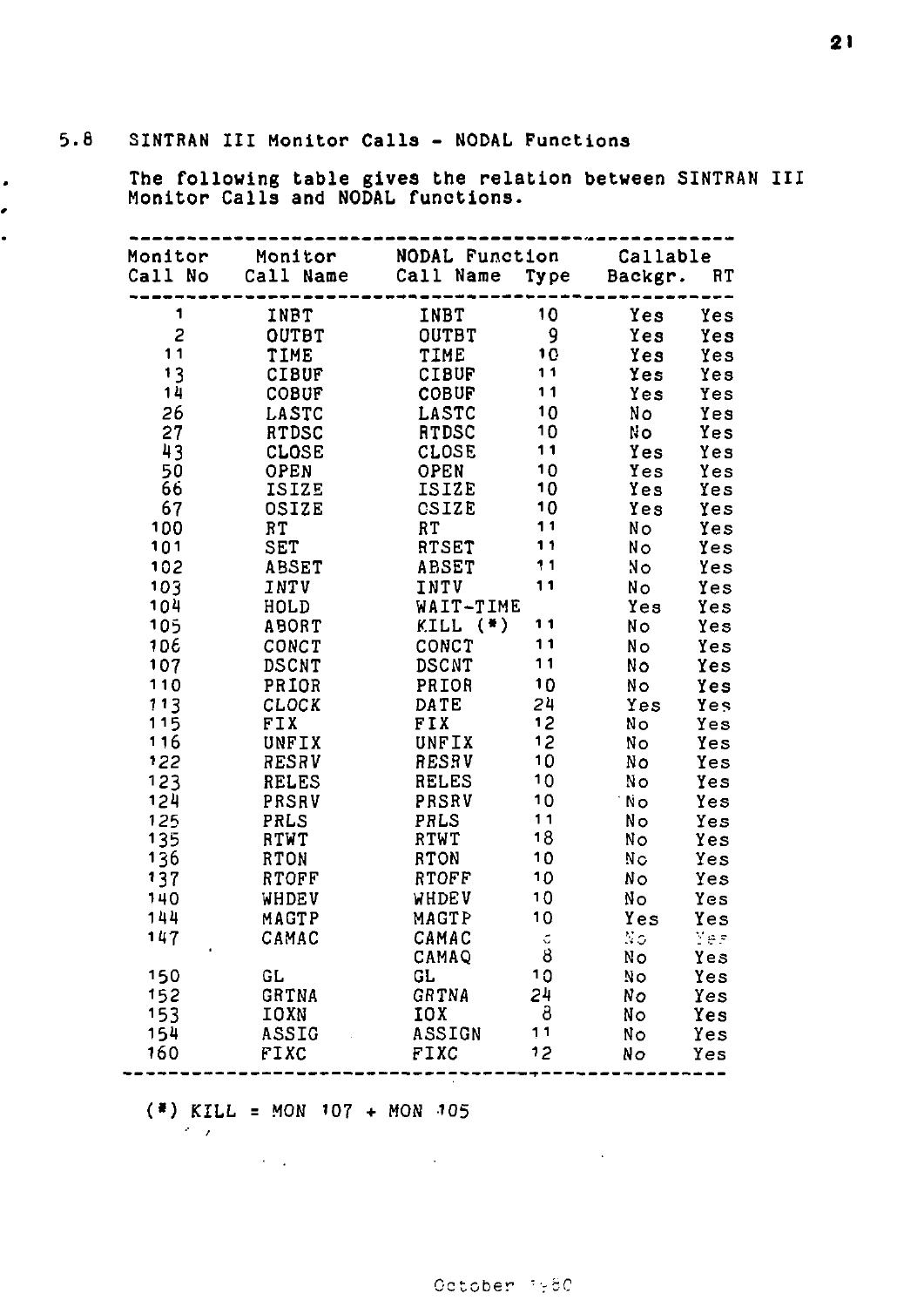## 5.8 SINTRAN III Monitor Calls - NODAL Functions

The following table gives the relation between SINTRAN III Monitor Calls and NODAL functions.

| Monitor Call No | Monitor Call Name | NODAL Function Call Name | NODAL Function Type | Callable Backgr. | Callable RT |
|---|---|---|---|---|---|
| 1 | INBT | INBT | 10 | Yes | Yes |
| 2 | OUTBT | OUTBT | 9 | Yes | Yes |
| 11 | TIME | TIME | 10 | Yes | Yes |
| 13 | CIBUF | CIBUF | 11 | Yes | Yes |
| 14 | COBUF | COBUF | 11 | Yes | Yes |
| 26 | LASTC | LASTC | 10 | No | Yes |
| 27 | RTDSC | RTDSC | 10 | No | Yes |
| 43 | CLOSE | CLOSE | 11 | Yes | Yes |
| 50 | OPEN | OPEN | 10 | Yes | Yes |
| 66 | ISIZE | ISIZE | 10 | Yes | Yes |
| 67 | OSIZE | OSIZE | 10 | Yes | Yes |
| 100 | RT | RT | 11 | No | Yes |
| 101 | SET | RTSET | 11 | No | Yes |
| 102 | ABSET | ABSET | 11 | No | Yes |
| 103 | INTV | INTV | 11 | No | Yes |
| 104 | HOLD | WAIT-TIME | | Yes | Yes |
| 105 | ABORT | KILL (*) | 11 | No | Yes |
| 106 | CONCT | CONCT | 11 | No | Yes |
| 107 | DSCNT | DSCNT | 11 | No | Yes |
| 110 | PRIOR | PRIOR | 10 | No | Yes |
| 113 | CLOCK | DATE | 24 | Yes | Yes |
| 115 | FIX | FIX | 12 | No | Yes |
| 116 | UNFIX | UNFIX | 12 | No | Yes |
| 122 | RESRV | RESRV | 10 | No | Yes |
| 123 | RELES | RELES | 10 | No | Yes |
| 124 | PRSRV | PRSRV | 10 | No | Yes |
| 125 | PRLS | PRLS | 11 | No | Yes |
| 135 | RTWT | RTWT | 18 | No | Yes |
| 136 | RTON | RTON | 10 | No | Yes |
| 137 | RTOFF | RTOFF | 10 | No | Yes |
| 140 | WHDEV | WHDEV | 10 | No | Yes |
| 144 | MAGTP | MAGTP | 10 | Yes | Yes |
| 147 | CAMAC | CAMAC | 8 | No | Yes |
| | | CAMAQ | 8 | No | Yes |
| 150 | GL | GL | 10 | No | Yes |
| 152 | GRTNA | GRTNA | 24 | No | Yes |
| 153 | IOXN | IOX | 8 | No | Yes |
| 154 | ASSIG | ASSIGN | 11 | No | Yes |
| 160 | FIXC | FIXC | 12 | No | Yes |

(*) KILL = MON 107 + MON 105

October 1980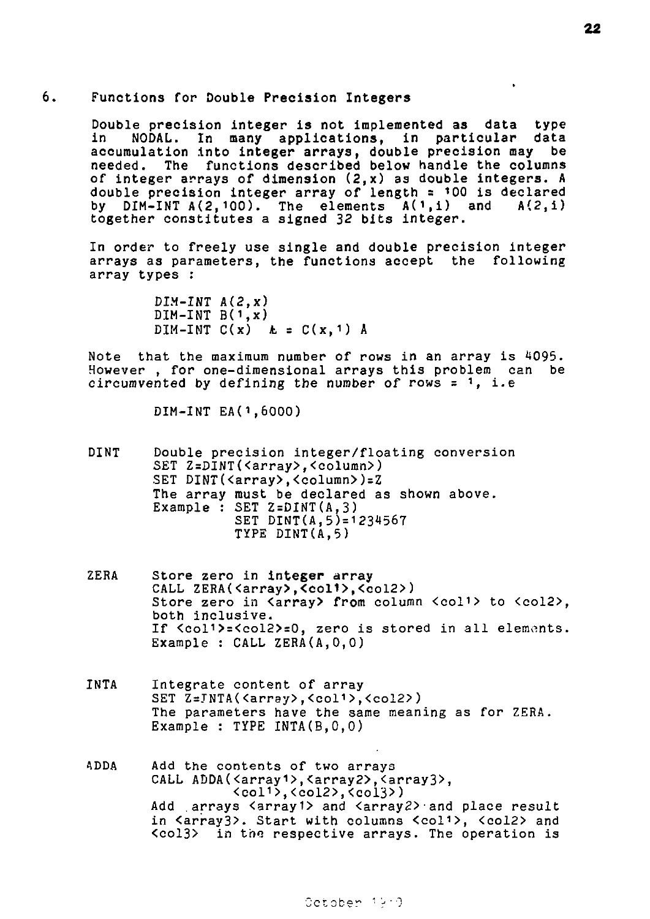## 6. Functions for Double Precision Integers

Double precision integer is not implemented as data type in NODAL. In many applications, in particular data accumulation into integer arrays, double precision may be needed. The functions described below handle the columns of integer arrays of dimension (2,x) as double integers. A double precision integer array of length = 100 is declared by DIM-INT A(2,100). The elements A(1,i) and A(2,i) together constitutes a signed 32 bits integer.

In order to freely use single and double precision integer arrays as parameters, the functions accept the following array types :

```
DIM-INT A(2,x)
DIM-INT B(1,x)
DIM-INT C(x)  ≙ = C(x,1) ≙
```

Note that the maximum number of rows in an array is 4095. However , for one-dimensional arrays this problem can be circumvented by defining the number of rows = 1, i.e

```
DIM-INT EA(1,6000)
```

**DINT** Double precision integer/floating conversion

```
SET Z=DINT(<array>,<column>)
SET DINT(<array>,<column>)=Z
```

The array must be declared as shown above.

```
Example : SET Z=DINT(A,3)
          SET DINT(A,5)=1234567
          TYPE DINT(A,5)
```

**ZERA** Store zero in integer array

```
CALL ZERA(<array>,<col1>,<col2>)
```

Store zero in <array> from column <col1> to <col2>, both inclusive.
If <col1>=<col2>=0, zero is stored in all elements.

```
Example : CALL ZERA(A,0,0)
```

**INTA** Integrate content of array

```
SET Z=INTA(<array>,<col1>,<col2>)
```

The parameters have the same meaning as for ZERA.

```
Example : TYPE INTA(B,0,0)
```

**ADDA** Add the contents of two arrays

```
CALL ADDA(<array1>,<array2>,<array3>,
          <col1>,<col2>,<col3>)
```

Add arrays <array1> and <array2> and place result in <array3>. Start with columns <col1>, <col2> and <col3> in the respective arrays. The operation is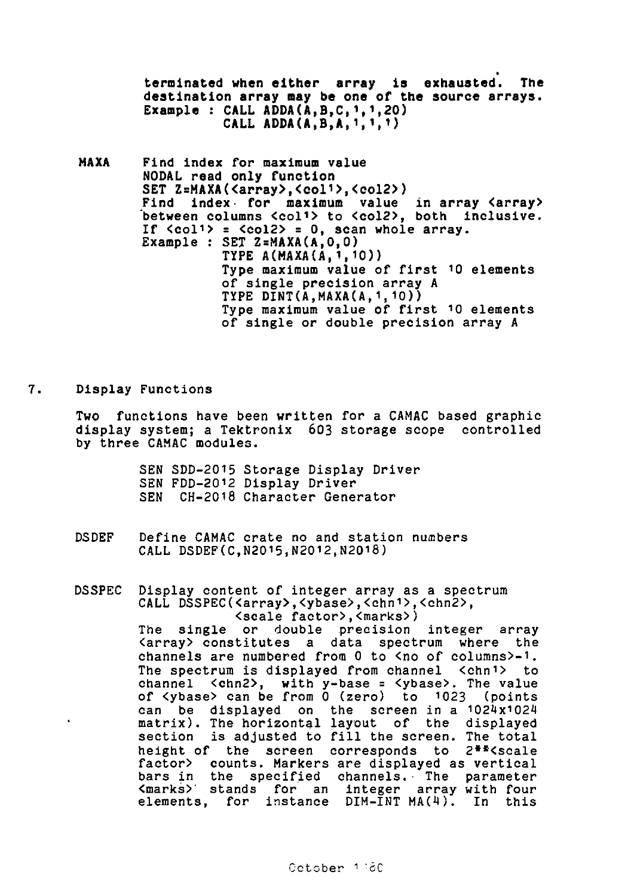terminated when either array is exhausted. The destination array may be one of the source arrays.
Example : CALL ADDA(A,B,C,1,1,20)
CALL ADDA(A,B,A,1,1,1)

**MAXA** Find index for maximum value
NODAL read only function
SET Z=MAXA(<array>,<col1>,<col2>)
Find index for maximum value in array <array> between columns <col1> to <col2>, both inclusive. If <col1> = <col2> = 0, scan whole array.
Example : SET Z=MAXA(A,0,0)
TYPE A(MAXA(A,1,10))
Type maximum value of first 10 elements of single precision array A
TYPE DINT(A,MAXA(A,1,10))
Type maximum value of first 10 elements of single or double precision array A

## 7. Display Functions

Two functions have been written for a CAMAC based graphic display system; a Tektronix 603 storage scope controlled by three CAMAC modules.

SEN SDD-2015 Storage Display Driver
SEN FDD-2012 Display Driver
SEN CH-2018 Character Generator

DSDEF Define CAMAC crate no and station numbers
CALL DSDEF(C,N2015,N2012,N2018)

DSSPEC Display content of integer array as a spectrum
CALL DSSPEC(<array>,<ybase>,<chn1>,<chn2>, <scale factor>,<marks>)
The single or double precision integer array <array> constitutes a data spectrum where the channels are numbered from 0 to <no of columns>-1. The spectrum is displayed from channel <chn1> to channel <chn2>, with y-base = <ybase>. The value of <ybase> can be from 0 (zero) to 1023 (points can be displayed on the screen in a 1024x1024 matrix). The horizontal layout of the displayed section is adjusted to fill the screen. The total height of the screen corresponds to 2**<scale factor> counts. Markers are displayed as vertical bars in the specified channels. The parameter <marks> stands for an integer array with four elements, for instance DIM-INT MA(4). In this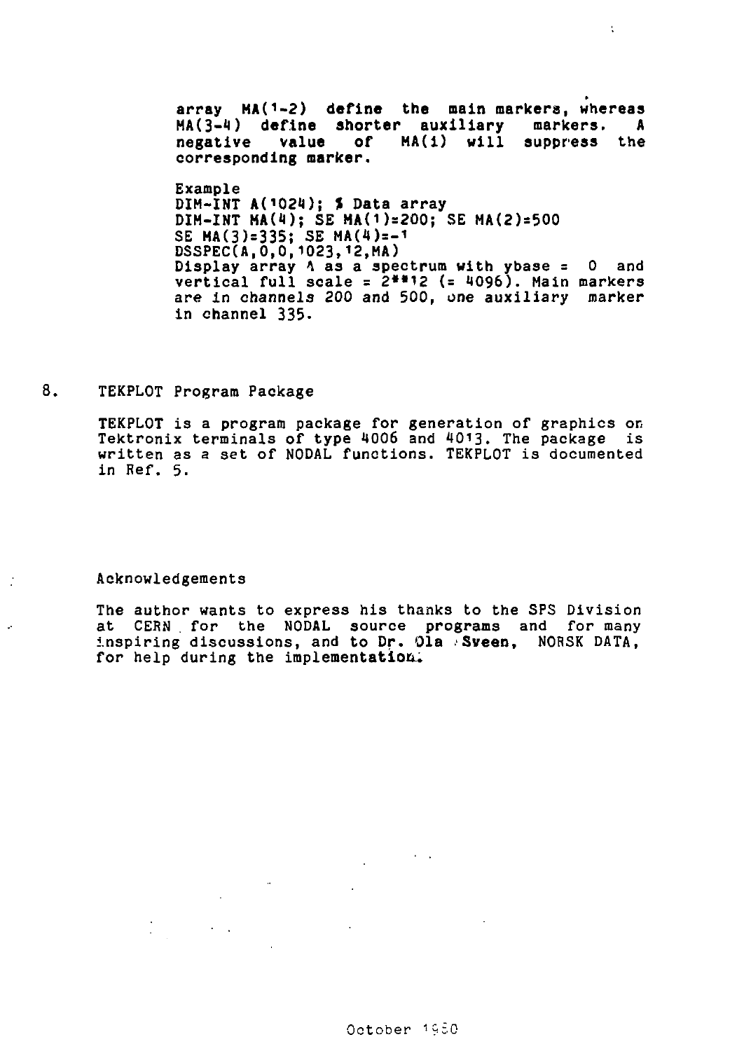array MA(1-2) define the main markers, whereas MA(3-4) define shorter auxiliary markers. A negative value of MA(i) will suppress the corresponding marker.

Example

```
DIM-INT A(1024); $ Data array
DIM-INT MA(4); SE MA(1)=200; SE MA(2)=500
SE MA(3)=335; SE MA(4)=-1
DSSPEC(A,0,0,1023,12,MA)
```

Display array A as a spectrum with ybase = 0 and vertical full scale = 2**12 (= 4096). Main markers are in channels 200 and 500, one auxiliary marker in channel 335.

## 8. TEKPLOT Program Package

TEKPLOT is a program package for generation of graphics on Tektronix terminals of type 4006 and 4013. The package is written as a set of NODAL functions. TEKPLOT is documented in Ref. 5.

## Acknowledgements

The author wants to express his thanks to the SPS Division at CERN for the NODAL source programs and for many inspiring discussions, and to Dr. Ola Sveen, NORSK DATA, for help during the implementation.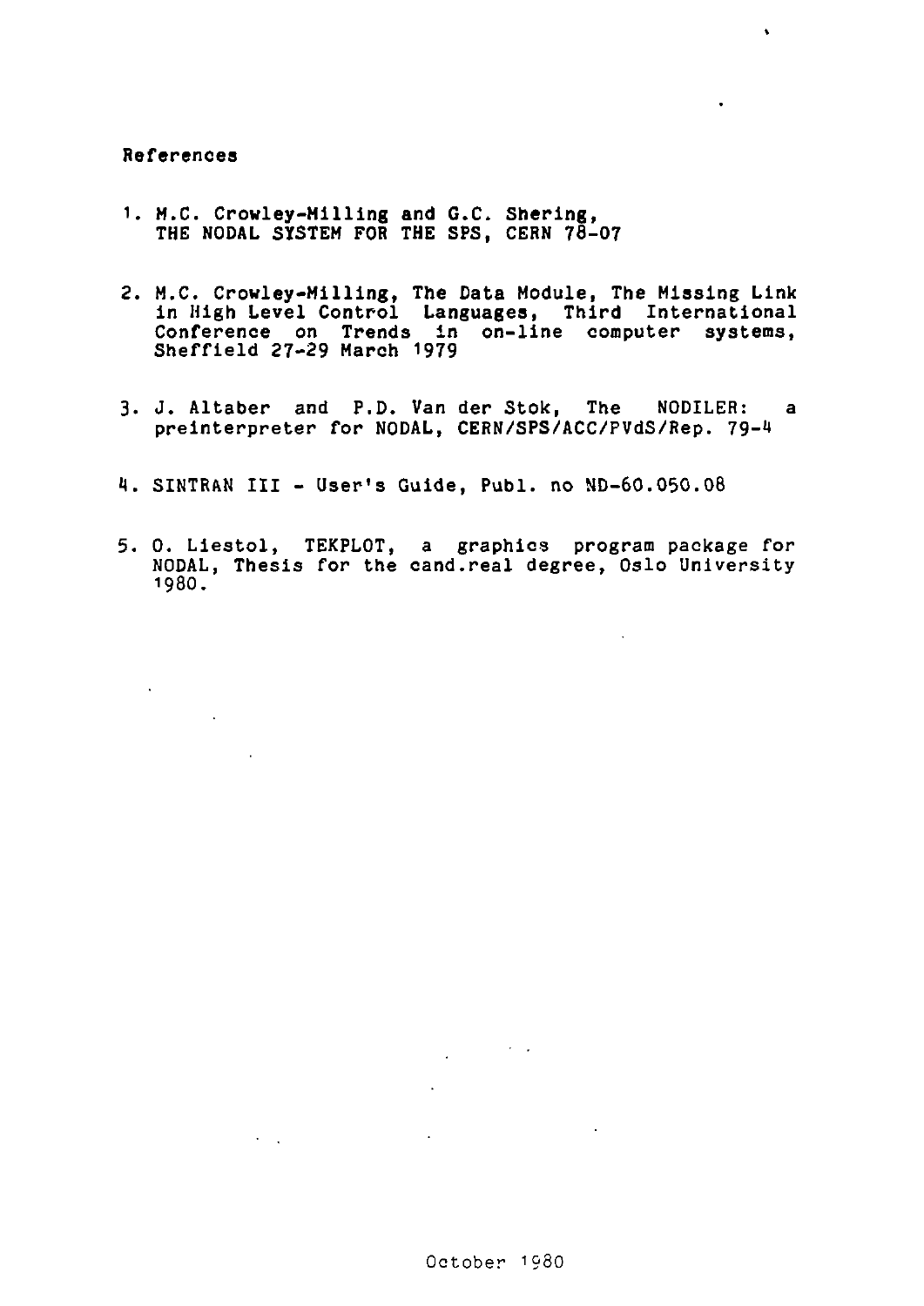## References

1. M.C. Crowley-Milling and G.C. Shering, THE NODAL SYSTEM FOR THE SPS, CERN 78-07

2. M.C. Crowley-Milling, The Data Module, The Missing Link in High Level Control Languages, Third International Conference on Trends in on-line computer systems, Sheffield 27-29 March 1979

3. J. Altaber and P.D. Van der Stok, The NODILER: a preinterpreter for NODAL, CERN/SPS/ACC/PVdS/Rep. 79-4

4. SINTRAN III - User's Guide, Publ. no ND-60.050.08

5. O. Liestol, TEKPLOT, a graphics program package for NODAL, Thesis for the cand.real degree, Oslo University 1980.

October 1980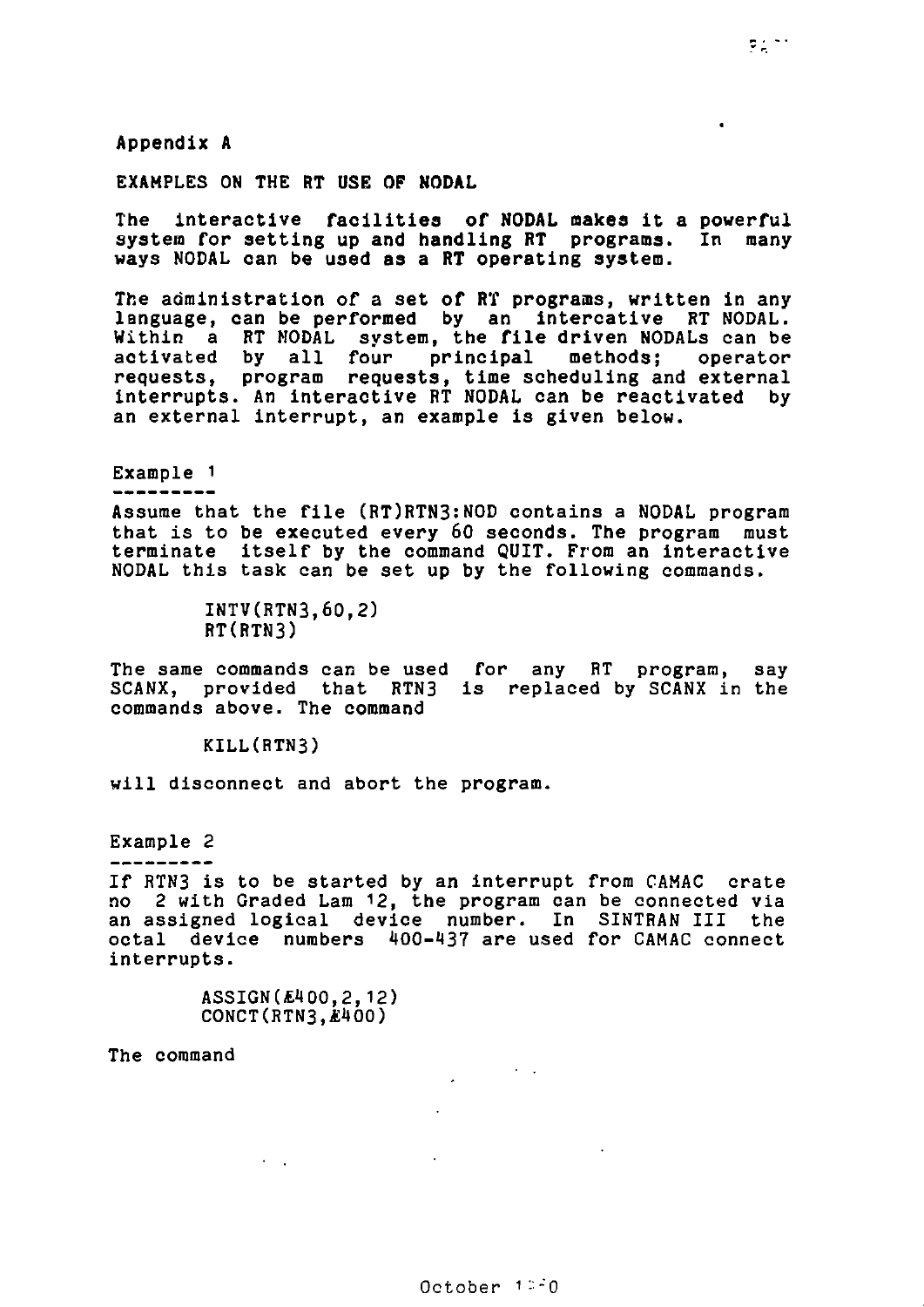## Appendix A

### EXAMPLES ON THE RT USE OF NODAL

The interactive facilities of NODAL makes it a powerful system for setting up and handling RT programs. In many ways NODAL can be used as a RT operating system.

The administration of a set of RT programs, written in any language, can be performed by an intercative RT NODAL. Within a RT NODAL system, the file driven NODALs can be activated by all four principal methods; operator requests, program requests, time scheduling and external interrupts. An interactive RT NODAL can be reactivated by an external interrupt, an example is given below.

#### Example 1

Assume that the file (RT)RTN3:NOD contains a NODAL program that is to be executed every 60 seconds. The program must terminate itself by the command QUIT. From an interactive NODAL this task can be set up by the following commands.

```
INTV(RTN3,60,2)
RT(RTN3)
```

The same commands can be used for any RT program, say SCANX, provided that RTN3 is replaced by SCANX in the commands above. The command

```
KILL(RTN3)
```

will disconnect and abort the program.

#### Example 2

If RTN3 is to be started by an interrupt from CAMAC crate no 2 with Graded Lam 12, the program can be connected via an assigned logical device number. In SINTRAN III the octal device numbers 400-437 are used for CAMAC connect interrupts.

```
ASSIGN(£400,2,12)
CONCT(RTN3,£400)
```

The command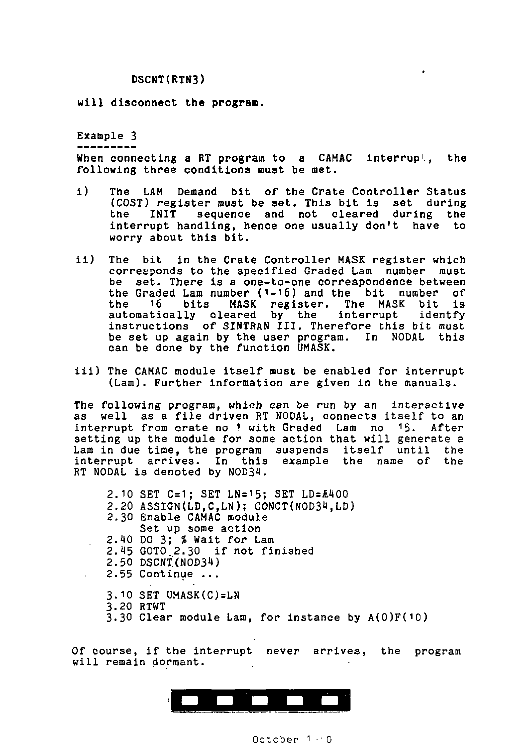```
DSCNT(RTN3)
```

will disconnect the program.

Example 3
---------

When connecting a RT program to a CAMAC interrupt, the following three conditions must be met.

i) The LAM Demand bit of the Crate Controller Status (COST) register must be set. This bit is set during the INIT sequence and not cleared during the interrupt handling, hence one usually don't have to worry about this bit.

ii) The bit in the Crate Controller MASK register which corresponds to the specified Graded Lam number must be set. There is a one-to-one correspondence between the Graded Lam number (1-16) and the bit number of the 16 bits MASK register. The MASK bit is automatically cleared by the interrupt identfy instructions of SINTRAN III. Therefore this bit must be set up again by the user program. In NODAL this can be done by the function UMASK.

iii) The CAMAC module itself must be enabled for interrupt (Lam). Further information are given in the manuals.

The following program, which can be run by an interactive as well as a file driven RT NODAL, connects itself to an interrupt from crate no 1 with Graded Lam no 15. After setting up the module for some action that will generate a Lam in due time, the program suspends itself until the interrupt arrives. In this example the name of the RT NODAL is denoted by NOD34.

```
2.10 SET C=1; SET LN=15; SET LD=£400
2.20 ASSIGN(LD,C,LN); CONCT(NOD34,LD)
2.30 Enable CAMAC module
     Set up some action
2.40 DO 3; % Wait for Lam
2.45 GOTO 2.30  if not finished
2.50 DSCNT(NOD34)
2.55 Continue ...

3.10 SET UMASK(C)=LN
3.20 RTWT
3.30 Clear module Lam, for instance by A(0)F(10)
```

Of course, if the interrupt never arrives, the program will remain dormant.